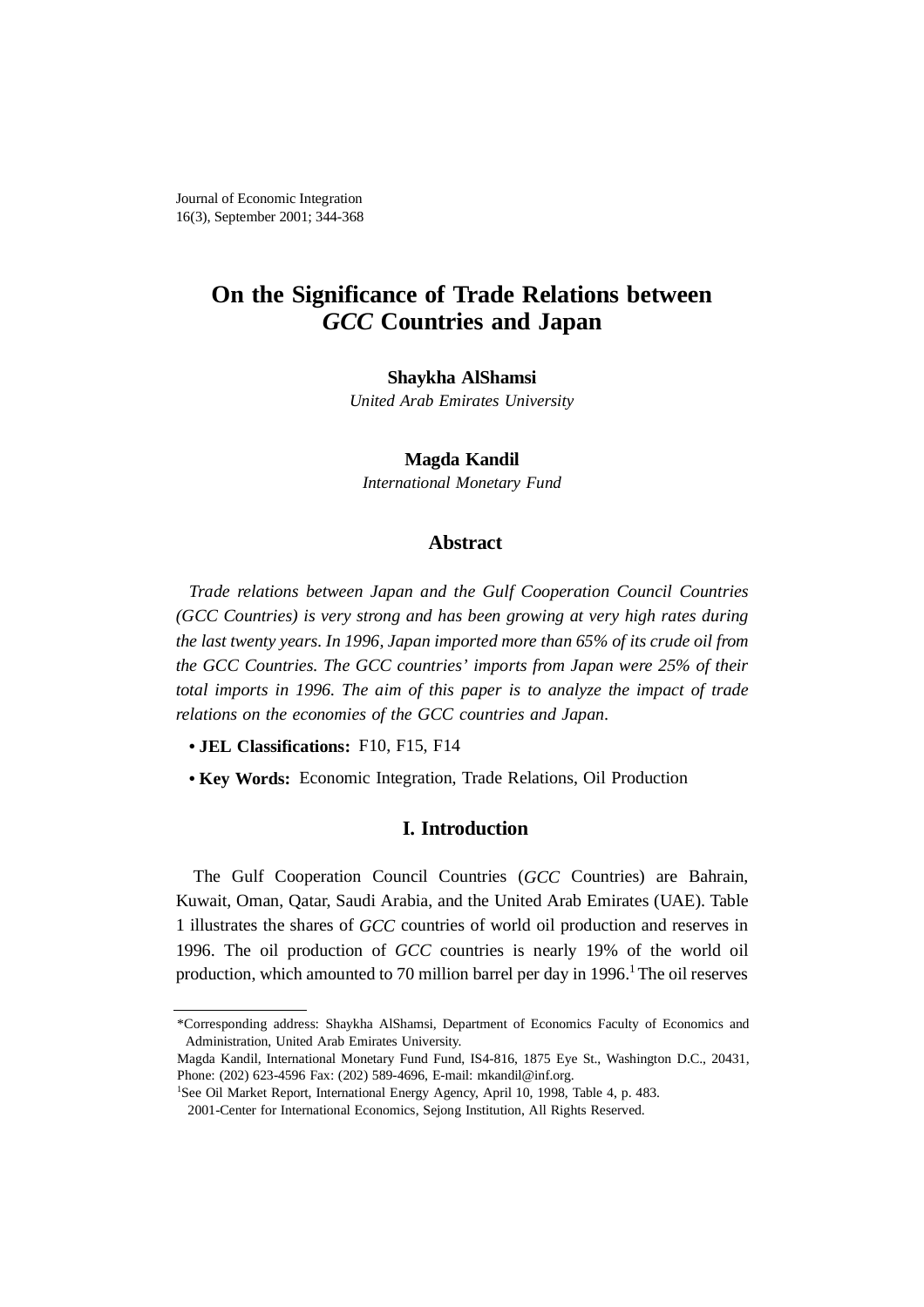# On the Significance of Trade Relations between *GCC* Countries and Japan

**Shaykha AlShamsi**
*United Arab Emirates University*

**Magda Kandil**
*International Monetary Fund*

## Abstract

*Trade relations between Japan and the Gulf Cooperation Council Countries (GCC Countries) is very strong and has been growing at very high rates during the last twenty years. In 1996, Japan imported more than 65% of its crude oil from the GCC Countries. The GCC countries' imports from Japan were 25% of their total imports in 1996. The aim of this paper is to analyze the impact of trade relations on the economies of the GCC countries and Japan.*

- **JEL Classifications:** F10, F15, F14
- **Key Words:** Economic Integration, Trade Relations, Oil Production

## I. Introduction

The Gulf Cooperation Council Countries (*GCC* Countries) are Bahrain, Kuwait, Oman, Qatar, Saudi Arabia, and the United Arab Emirates (UAE). Table 1 illustrates the shares of *GCC* countries of world oil production and reserves in 1996. The oil production of *GCC* countries is nearly 19% of the world oil production, which amounted to 70 million barrel per day in 1996.[1] The oil reserves

---

\*Corresponding address: Shaykha AlShamsi, Department of Economics Faculty of Economics and Administration, United Arab Emirates University.

Magda Kandil, International Monetary Fund Fund, IS4-816, 1875 Eye St., Washington D.C., 20431, Phone: (202) 623-4596 Fax: (202) 589-4696, E-mail: mkandil@inf.org.

[1]See Oil Market Report, International Energy Agency, April 10, 1998, Table 4, p. 483.

2001-Center for International Economics, Sejong Institution, All Rights Reserved.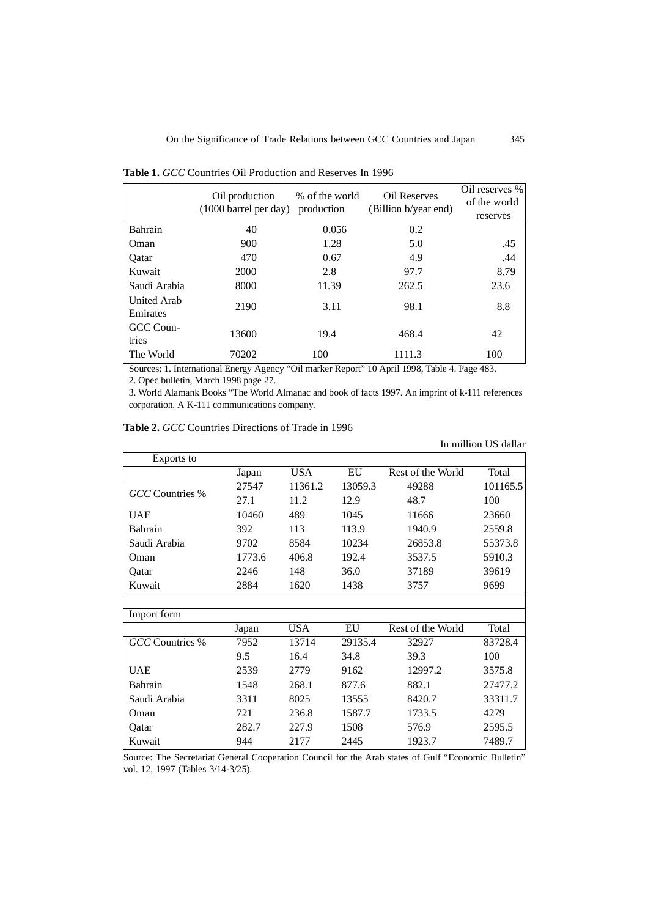**Table 1.** *GCC* Countries Oil Production and Reserves In 1996

| | Oil production (1000 barrel per day) | % of the world production | Oil Reserves (Billion b/year end) | Oil reserves % of the world reserves |
|---|---|---|---|---|
| Bahrain | 40 | 0.056 | 0.2 | |
| Oman | 900 | 1.28 | 5.0 | .45 |
| Qatar | 470 | 0.67 | 4.9 | .44 |
| Kuwait | 2000 | 2.8 | 97.7 | 8.79 |
| Saudi Arabia | 8000 | 11.39 | 262.5 | 23.6 |
| United Arab Emirates | 2190 | 3.11 | 98.1 | 8.8 |
| GCC Countries | 13600 | 19.4 | 468.4 | 42 |
| The World | 70202 | 100 | 1111.3 | 100 |

Sources: 1. International Energy Agency "Oil marker Report" 10 April 1998, Table 4. Page 483.
2. Opec bulletin, March 1998 page 27.
3. World Alamank Books "The World Almanac and book of facts 1997. An imprint of k-111 references corporation. A K-111 communications company.

**Table 2.** *GCC* Countries Directions of Trade in 1996

In million US dallar

| Exports to | | | | | |
|---|---|---|---|---|---|
| | Japan | USA | EU | Rest of the World | Total |
| *GCC* Countries % | 27547 | 11361.2 | 13059.3 | 49288 | 101165.5 |
| | 27.1 | 11.2 | 12.9 | 48.7 | 100 |
| UAE | 10460 | 489 | 1045 | 11666 | 23660 |
| Bahrain | 392 | 113 | 113.9 | 1940.9 | 2559.8 |
| Saudi Arabia | 9702 | 8584 | 10234 | 26853.8 | 55373.8 |
| Oman | 1773.6 | 406.8 | 192.4 | 3537.5 | 5910.3 |
| Qatar | 2246 | 148 | 36.0 | 37189 | 39619 |
| Kuwait | 2884 | 1620 | 1438 | 3757 | 9699 |
| | | | | | |
| Import form | | | | | |
| | Japan | USA | EU | Rest of the World | Total |
| *GCC* Countries % | 7952 | 13714 | 29135.4 | 32927 | 83728.4 |
| | 9.5 | 16.4 | 34.8 | 39.3 | 100 |
| UAE | 2539 | 2779 | 9162 | 12997.2 | 3575.8 |
| Bahrain | 1548 | 268.1 | 877.6 | 882.1 | 27477.2 |
| Saudi Arabia | 3311 | 8025 | 13555 | 8420.7 | 33311.7 |
| Oman | 721 | 236.8 | 1587.7 | 1733.5 | 4279 |
| Qatar | 282.7 | 227.9 | 1508 | 576.9 | 2595.5 |
| Kuwait | 944 | 2177 | 2445 | 1923.7 | 7489.7 |

Source: The Secretariat General Cooperation Council for the Arab states of Gulf "Economic Bulletin" vol. 12, 1997 (Tables 3/14-3/25).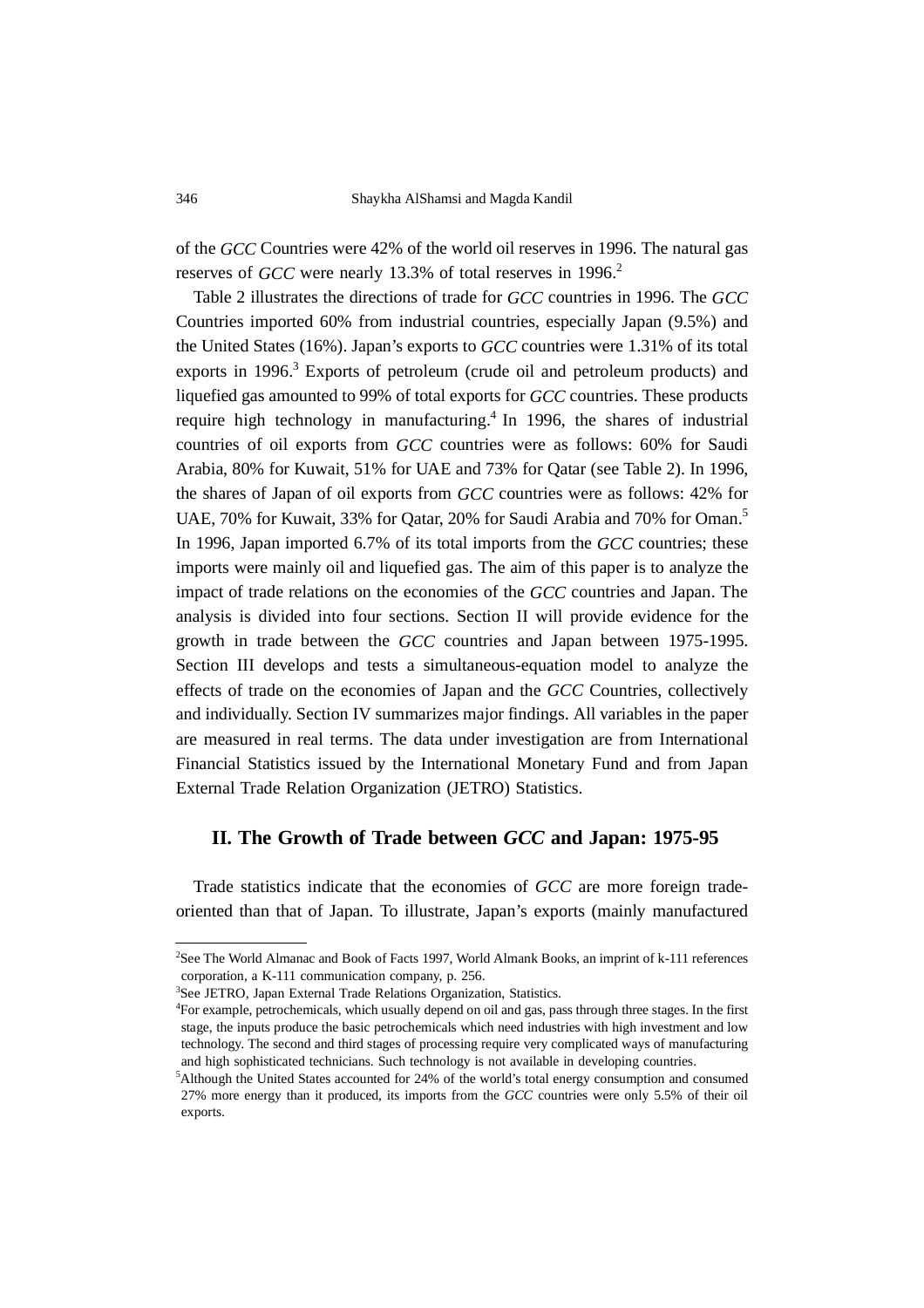of the *GCC* Countries were 42% of the world oil reserves in 1996. The natural gas reserves of *GCC* were nearly 13.3% of total reserves in 1996.[2]

Table 2 illustrates the directions of trade for *GCC* countries in 1996. The *GCC* Countries imported 60% from industrial countries, especially Japan (9.5%) and the United States (16%). Japan's exports to *GCC* countries were 1.31% of its total exports in 1996.[3] Exports of petroleum (crude oil and petroleum products) and liquefied gas amounted to 99% of total exports for *GCC* countries. These products require high technology in manufacturing.[4] In 1996, the shares of industrial countries of oil exports from *GCC* countries were as follows: 60% for Saudi Arabia, 80% for Kuwait, 51% for UAE and 73% for Qatar (see Table 2). In 1996, the shares of Japan of oil exports from *GCC* countries were as follows: 42% for UAE, 70% for Kuwait, 33% for Qatar, 20% for Saudi Arabia and 70% for Oman.[5] In 1996, Japan imported 6.7% of its total imports from the *GCC* countries; these imports were mainly oil and liquefied gas. The aim of this paper is to analyze the impact of trade relations on the economies of the *GCC* countries and Japan. The analysis is divided into four sections. Section II will provide evidence for the growth in trade between the *GCC* countries and Japan between 1975-1995. Section III develops and tests a simultaneous-equation model to analyze the effects of trade on the economies of Japan and the *GCC* Countries, collectively and individually. Section IV summarizes major findings. All variables in the paper are measured in real terms. The data under investigation are from International Financial Statistics issued by the International Monetary Fund and from Japan External Trade Relation Organization (JETRO) Statistics.

## II. The Growth of Trade between *GCC* and Japan: 1975-95

Trade statistics indicate that the economies of *GCC* are more foreign trade-oriented than that of Japan. To illustrate, Japan's exports (mainly manufactured

---

[2] See The World Almanac and Book of Facts 1997, World Almank Books, an imprint of k-111 references corporation, a K-111 communication company, p. 256.

[3] See JETRO, Japan External Trade Relations Organization, Statistics.

[4] For example, petrochemicals, which usually depend on oil and gas, pass through three stages. In the first stage, the inputs produce the basic petrochemicals which need industries with high investment and low technology. The second and third stages of processing require very complicated ways of manufacturing and high sophisticated technicians. Such technology is not available in developing countries.

[5] Although the United States accounted for 24% of the world's total energy consumption and consumed 27% more energy than it produced, its imports from the *GCC* countries were only 5.5% of their oil exports.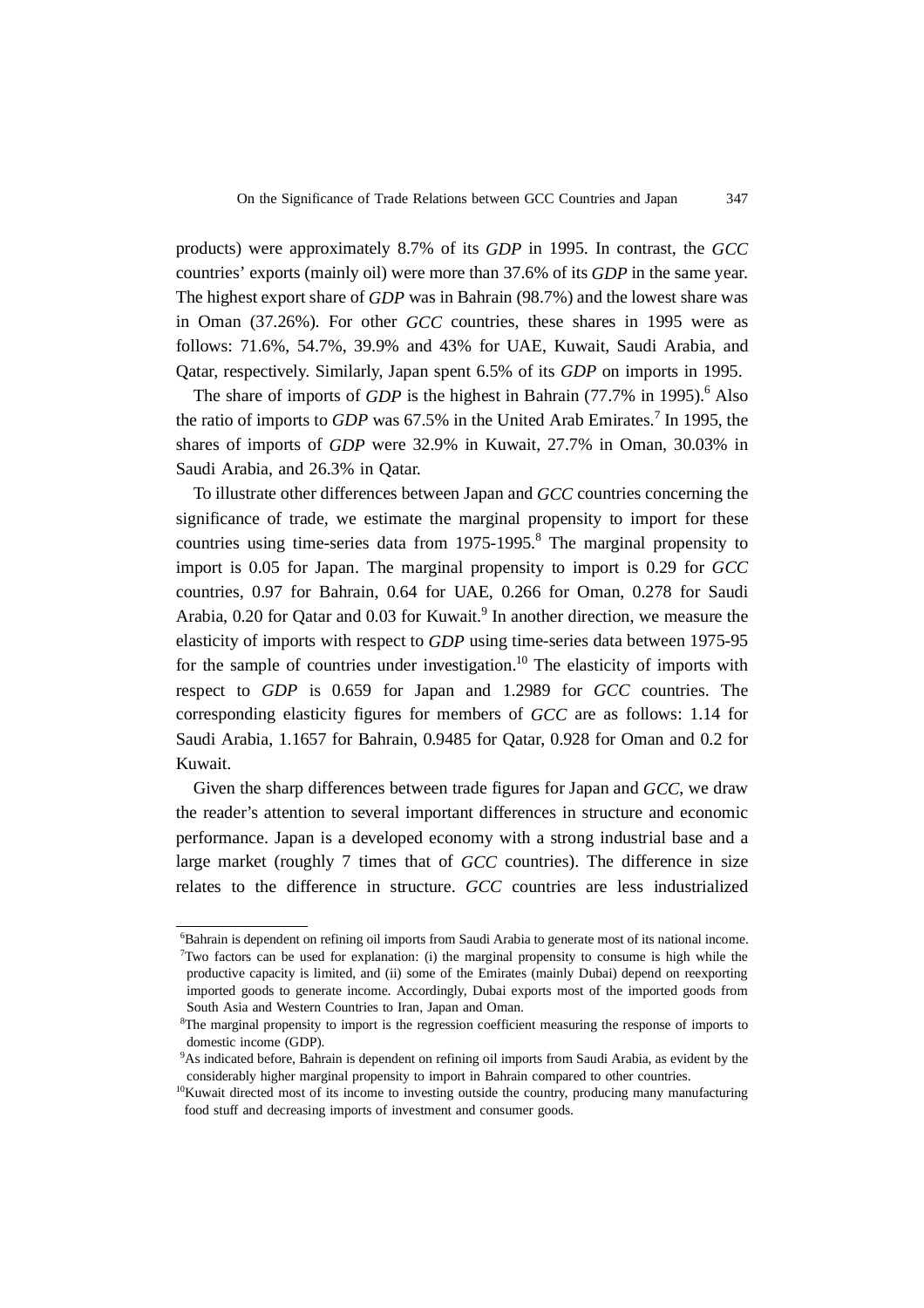products) were approximately 8.7% of its *GDP* in 1995. In contrast, the *GCC* countries' exports (mainly oil) were more than 37.6% of its *GDP* in the same year. The highest export share of *GDP* was in Bahrain (98.7%) and the lowest share was in Oman (37.26%). For other *GCC* countries, these shares in 1995 were as follows: 71.6%, 54.7%, 39.9% and 43% for UAE, Kuwait, Saudi Arabia, and Qatar, respectively. Similarly, Japan spent 6.5% of its *GDP* on imports in 1995.

The share of imports of *GDP* is the highest in Bahrain (77.7% in 1995).[6] Also the ratio of imports to *GDP* was 67.5% in the United Arab Emirates.[7] In 1995, the shares of imports of *GDP* were 32.9% in Kuwait, 27.7% in Oman, 30.03% in Saudi Arabia, and 26.3% in Qatar.

To illustrate other differences between Japan and *GCC* countries concerning the significance of trade, we estimate the marginal propensity to import for these countries using time-series data from 1975-1995.[8] The marginal propensity to import is 0.05 for Japan. The marginal propensity to import is 0.29 for *GCC* countries, 0.97 for Bahrain, 0.64 for UAE, 0.266 for Oman, 0.278 for Saudi Arabia, 0.20 for Qatar and 0.03 for Kuwait.[9] In another direction, we measure the elasticity of imports with respect to *GDP* using time-series data between 1975-95 for the sample of countries under investigation.[10] The elasticity of imports with respect to *GDP* is 0.659 for Japan and 1.2989 for *GCC* countries. The corresponding elasticity figures for members of *GCC* are as follows: 1.14 for Saudi Arabia, 1.1657 for Bahrain, 0.9485 for Qatar, 0.928 for Oman and 0.2 for Kuwait.

Given the sharp differences between trade figures for Japan and *GCC*, we draw the reader's attention to several important differences in structure and economic performance. Japan is a developed economy with a strong industrial base and a large market (roughly 7 times that of *GCC* countries). The difference in size relates to the difference in structure. *GCC* countries are less industrialized

---

[6] Bahrain is dependent on refining oil imports from Saudi Arabia to generate most of its national income.

[7] Two factors can be used for explanation: (i) the marginal propensity to consume is high while the productive capacity is limited, and (ii) some of the Emirates (mainly Dubai) depend on reexporting imported goods to generate income. Accordingly, Dubai exports most of the imported goods from South Asia and Western Countries to Iran, Japan and Oman.

[8] The marginal propensity to import is the regression coefficient measuring the response of imports to domestic income (GDP).

[9] As indicated before, Bahrain is dependent on refining oil imports from Saudi Arabia, as evident by the considerably higher marginal propensity to import in Bahrain compared to other countries.

[10] Kuwait directed most of its income to investing outside the country, producing many manufacturing food stuff and decreasing imports of investment and consumer goods.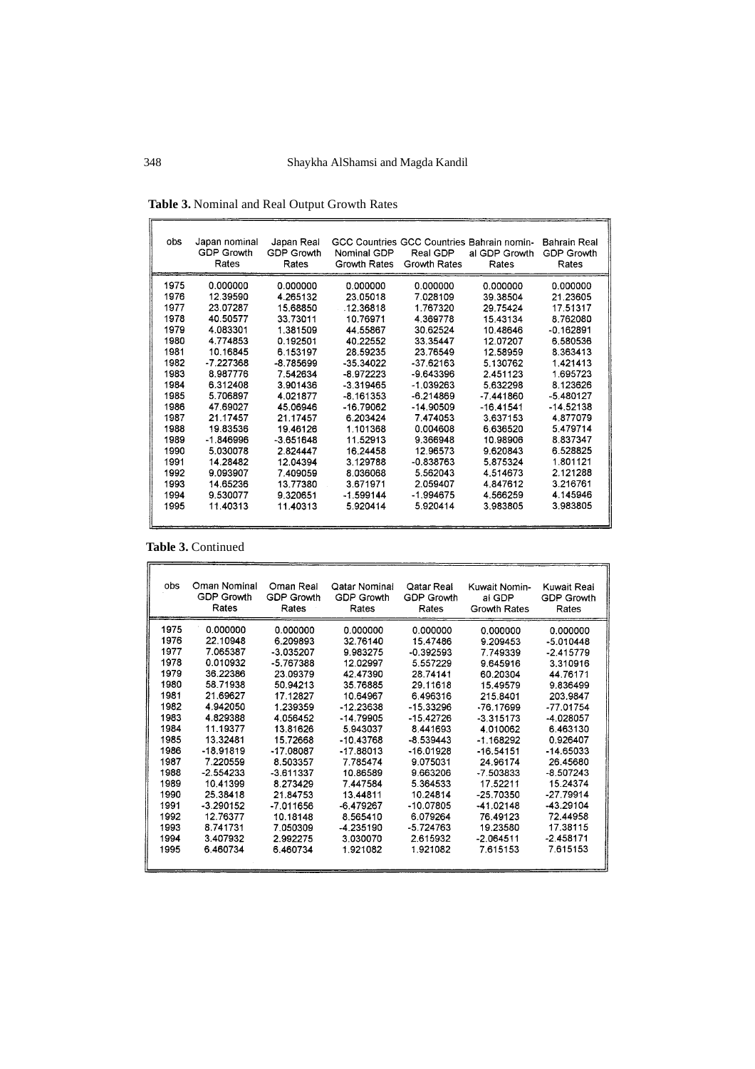**Table 3.** Nominal and Real Output Growth Rates

| obs | Japan nominal GDP Growth Rates | Japan Real GDP Growth Rates | GCC Countries Nominal GDP Growth Rates | GCC Countries Real GDP Growth Rates | Bahrain nominal GDP Growth Rates | Bahrain Real GDP Growth Rates |
|---|---|---|---|---|---|---|
| 1975 | 0.000000 | 0.000000 | 0.000000 | 0.000000 | 0.000000 | 0.000000 |
| 1976 | 12.39590 | 4.265132 | 23.05018 | 7.028109 | 39.38504 | 21.23605 |
| 1977 | 23.07287 | 15.68850 | 12.36818 | 1.767320 | 29.75424 | 17.51317 |
| 1978 | 40.50577 | 33.73011 | 10.76971 | 4.369778 | 15.43134 | 8.762080 |
| 1979 | 4.083301 | 1.381509 | 44.55867 | 30.62524 | 10.48646 | -0.162891 |
| 1980 | 4.774853 | 0.192501 | 40.22552 | 33.35447 | 12.07207 | 6.580536 |
| 1981 | 10.16845 | 6.153197 | 28.59235 | 23.76549 | 12.58959 | 8.363413 |
| 1982 | -7.227368 | -8.785699 | -35.34022 | -37.62163 | 5.130762 | 1.421413 |
| 1983 | 8.987776 | 7.542634 | -8.972223 | -9.643396 | 2.451123 | 1.695723 |
| 1984 | 6.312408 | 3.901436 | -3.319465 | -1.039263 | 5.632298 | 8.123626 |
| 1985 | 5.706897 | 4.021877 | -8.161353 | -6.214869 | -7.441860 | -5.480127 |
| 1986 | 47.69027 | 45.06946 | -16.79062 | -14.90509 | -16.41541 | -14.52138 |
| 1987 | 21.17457 | 21.17457 | 6.203424 | 7.474053 | 3.637153 | 4.877079 |
| 1988 | 19.83536 | 19.46126 | 1.101368 | 0.004608 | 6.636520 | 5.479714 |
| 1989 | -1.846996 | -3.651648 | 11.52913 | 9.366948 | 10.98906 | 8.837347 |
| 1990 | 5.030078 | 2.824447 | 16.24458 | 12.96573 | 9.620843 | 6.528825 |
| 1991 | 14.28482 | 12.04394 | 3.129788 | -0.838763 | 5.875324 | 1.801121 |
| 1992 | 9.093907 | 7.409059 | 8.036068 | 5.562043 | 4.514673 | 2.121288 |
| 1993 | 14.65236 | 13.77380 | 3.671971 | 2.059407 | 4.847612 | 3.216761 |
| 1994 | 9.530077 | 9.320651 | -1.599144 | -1.994675 | 4.566259 | 4.145946 |
| 1995 | 11.40313 | 11.40313 | 5.920414 | 5.920414 | 3.983805 | 3.983805 |

**Table 3.** Continued

| obs | Oman Nominal GDP Growth Rates | Oman Real GDP Growth Rates | Qatar Nominal GDP Growth Rates | Qatar Real GDP Growth Rates | Kuwait Nominal GDP Growth Rates | Kuwait Real GDP Growth Rates |
|---|---|---|---|---|---|---|
| 1975 | 0.000000 | 0.000000 | 0.000000 | 0.000000 | 0.000000 | 0.000000 |
| 1976 | 22.10948 | 6.209893 | 32.76140 | 15.47486 | 9.209453 | -5.010448 |
| 1977 | 7.065387 | -3.035207 | 9.983275 | -0.392593 | 7.749339 | -2.415779 |
| 1978 | 0.010932 | -5.767388 | 12.02997 | 5.557229 | 9.645916 | 3.310916 |
| 1979 | 36.22386 | 23.09379 | 42.47390 | 28.74141 | 60.20304 | 44.76171 |
| 1980 | 58.71938 | 50.94213 | 35.76885 | 29.11618 | 15.49579 | 9.836499 |
| 1981 | 21.69627 | 17.12827 | 10.64967 | 6.496316 | 215.8401 | 203.9847 |
| 1982 | 4.942050 | 1.239359 | -12.23638 | -15.33296 | -76.17699 | -77.01754 |
| 1983 | 4.829388 | 4.056452 | -14.79905 | -15.42726 | -3.315173 | -4.028057 |
| 1984 | 11.19377 | 13.81626 | 5.943037 | 8.441693 | 4.010062 | 6.463130 |
| 1985 | 13.32481 | 15.72668 | -10.43768 | -8.539443 | -1.168292 | 0.926407 |
| 1986 | -18.91819 | -17.08087 | -17.88013 | -16.01928 | -16.54151 | -14.65033 |
| 1987 | 7.220559 | 8.503357 | 7.785474 | 9.075031 | 24.96174 | 26.45680 |
| 1988 | -2.554233 | -3.611337 | 10.86589 | 9.663206 | -7.503833 | -8.507243 |
| 1989 | 10.41399 | 8.273429 | 7.447584 | 5.364533 | 17.52211 | 15.24374 |
| 1990 | 25.38418 | 21.84753 | 13.44811 | 10.24814 | -25.70350 | -27.79914 |
| 1991 | -3.290152 | -7.011656 | -6.479267 | -10.07805 | -41.02148 | -43.29104 |
| 1992 | 12.76377 | 10.18148 | 8.565410 | 6.079264 | 76.49123 | 72.44958 |
| 1993 | 8.741731 | 7.050309 | -4.235190 | -5.724763 | 19.23580 | 17.38115 |
| 1994 | 3.407932 | 2.992275 | 3.030070 | 2.615932 | -2.064511 | -2.458171 |
| 1995 | 6.460734 | 6.460734 | 1.921082 | 1.921082 | 7.615153 | 7.615153 |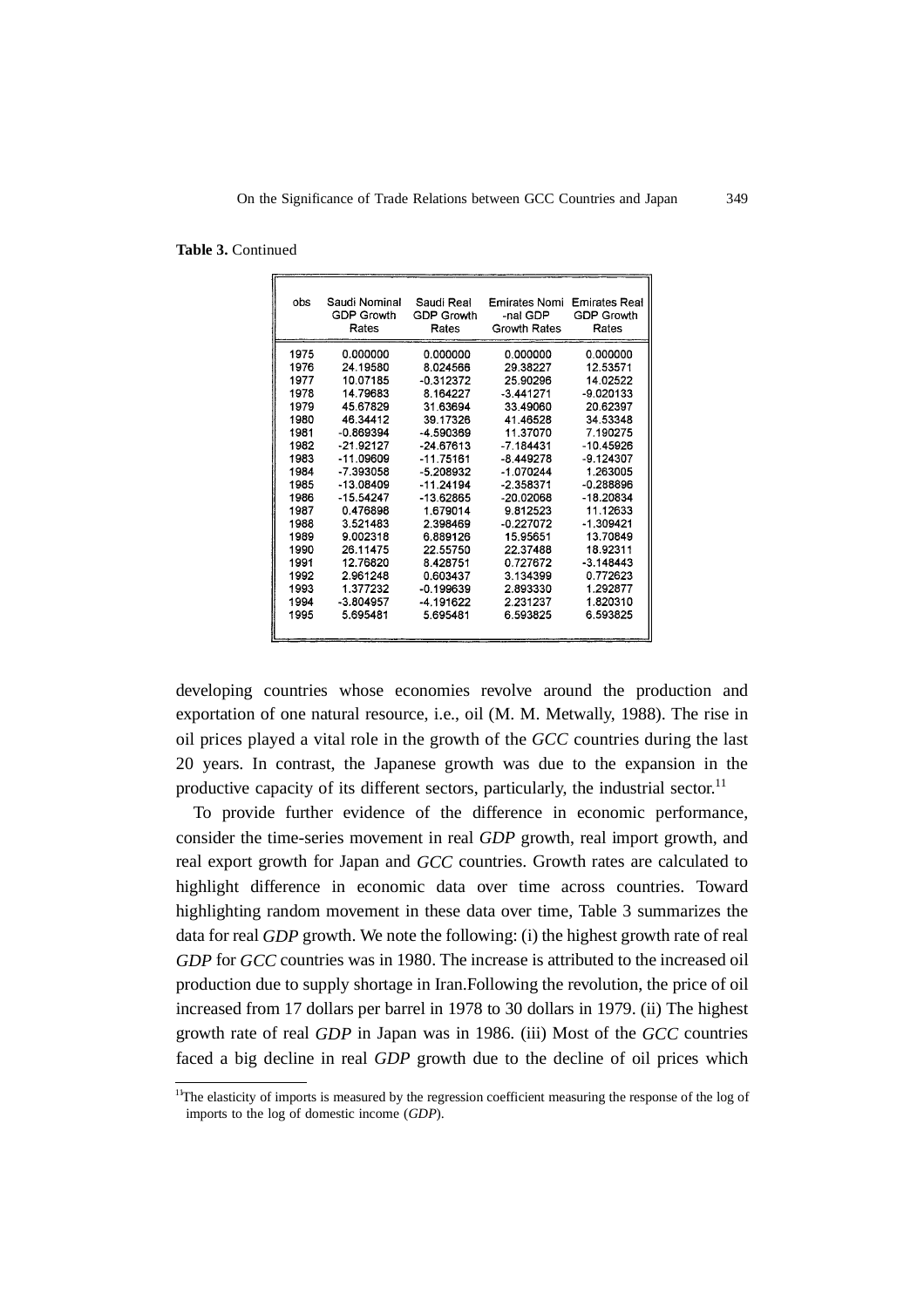**Table 3.** Continued

| obs | Saudi Nominal GDP Growth Rates | Saudi Real GDP Growth Rates | Emirates Nomi -nal GDP Growth Rates | Emirates Real GDP Growth Rates |
|---|---|---|---|---|
| 1975 | 0.000000 | 0.000000 | 0.000000 | 0.000000 |
| 1976 | 24.19580 | 8.024566 | 29.38227 | 12.53571 |
| 1977 | 10.07185 | -0.312372 | 25.90296 | 14.02522 |
| 1978 | 14.79683 | 8.164227 | -3.441271 | -9.020133 |
| 1979 | 45.67829 | 31.63694 | 33.49060 | 20.62397 |
| 1980 | 46.34412 | 39.17326 | 41.46528 | 34.53348 |
| 1981 | -0.869394 | -4.590369 | 11.37070 | 7.190275 |
| 1982 | -21.92127 | -24.67613 | -7.184431 | -10.45926 |
| 1983 | -11.09609 | -11.75161 | -8.449278 | -9.124307 |
| 1984 | -7.393058 | -5.208932 | -1.070244 | 1.263005 |
| 1985 | -13.08409 | -11.24194 | -2.358371 | -0.288896 |
| 1986 | -15.54247 | -13.62865 | -20.02068 | -18.20834 |
| 1987 | 0.476898 | 1.679014 | 9.812523 | 11.12633 |
| 1988 | 3.521483 | 2.398469 | -0.227072 | -1.309421 |
| 1989 | 9.002318 | 6.889126 | 15.95651 | 13.70849 |
| 1990 | 26.11475 | 22.55750 | 22.37488 | 18.92311 |
| 1991 | 12.76820 | 8.428751 | 0.727672 | -3.148443 |
| 1992 | 2.961248 | 0.603437 | 3.134399 | 0.772623 |
| 1993 | 1.377232 | -0.199639 | 2.893330 | 1.292877 |
| 1994 | -3.804957 | -4.191622 | 2.231237 | 1.820310 |
| 1995 | 5.695481 | 5.695481 | 6.593825 | 6.593825 |

developing countries whose economies revolve around the production and exportation of one natural resource, i.e., oil (M. M. Metwally, 1988). The rise in oil prices played a vital role in the growth of the *GCC* countries during the last 20 years. In contrast, the Japanese growth was due to the expansion in the productive capacity of its different sectors, particularly, the industrial sector.[11]

To provide further evidence of the difference in economic performance, consider the time-series movement in real *GDP* growth, real import growth, and real export growth for Japan and *GCC* countries. Growth rates are calculated to highlight difference in economic data over time across countries. Toward highlighting random movement in these data over time, Table 3 summarizes the data for real *GDP* growth. We note the following: (i) the highest growth rate of real *GDP* for *GCC* countries was in 1980. The increase is attributed to the increased oil production due to supply shortage in Iran.Following the revolution, the price of oil increased from 17 dollars per barrel in 1978 to 30 dollars in 1979. (ii) The highest growth rate of real *GDP* in Japan was in 1986. (iii) Most of the *GCC* countries faced a big decline in real *GDP* growth due to the decline of oil prices which

[11] The elasticity of imports is measured by the regression coefficient measuring the response of the log of imports to the log of domestic income (*GDP*).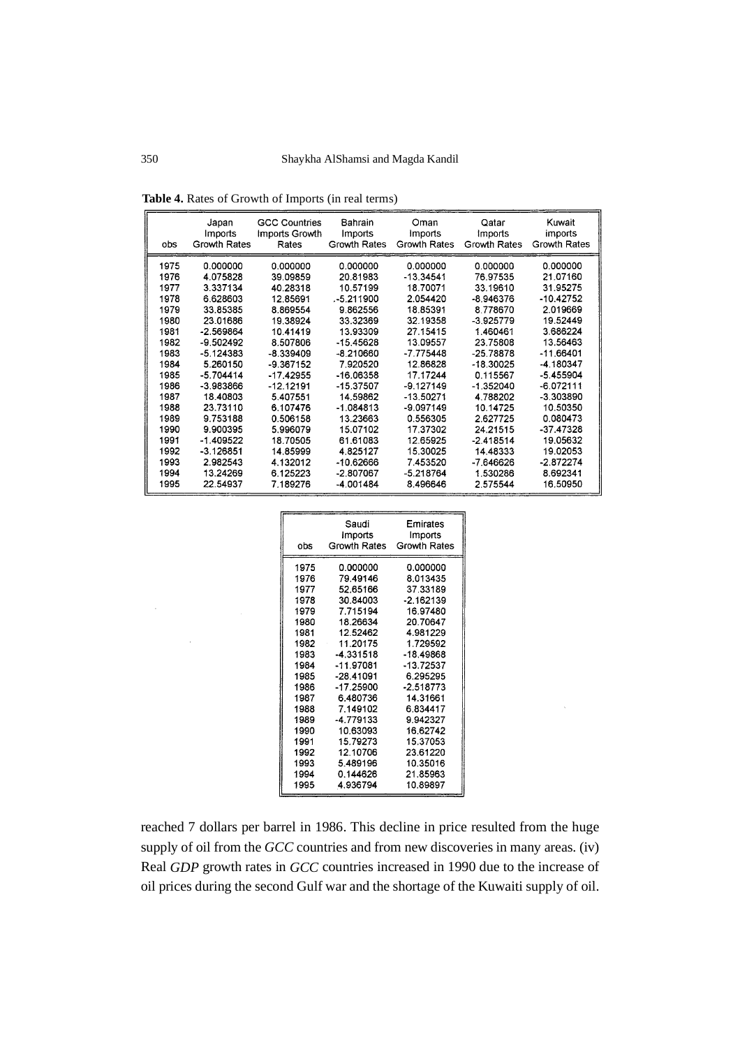**Table 4.** Rates of Growth of Imports (in real terms)

| obs | Japan Imports Growth Rates | GCC Countries Imports Growth Rates | Bahrain Imports Growth Rates | Oman Imports Growth Rates | Qatar Imports Growth Rates | Kuwait imports Growth Rates | Saudi Imports Growth Rates | Emirates Imports Growth Rates |
|---|---|---|---|---|---|---|---|---|
| 1975 | 0.000000 | 0.000000 | 0.000000 | 0.000000 | 0.000000 | 0.000000 | 0.000000 | 0.000000 |
| 1976 | 4.075828 | 39.09859 | 20.81983 | -13.34541 | 76.97535 | 21.07160 | 79.49146 | 8.013435 |
| 1977 | 3.337134 | 40.28318 | 10.57199 | 18.70071 | 33.19610 | 31.95275 | 52.65166 | 37.33189 |
| 1978 | 6.628603 | 12.85691 | -5.211900 | 2.054420 | -8.946376 | -10.42752 | 30.84003 | -2.162139 |
| 1979 | 33.85385 | 8.869554 | 9.862556 | 18.85391 | 8.778670 | 2.019669 | 7.715194 | 16.97480 |
| 1980 | 23.01686 | 19.38924 | 33.32369 | 32.19358 | -3.925779 | 19.52449 | 18.26634 | 20.70647 |
| 1981 | -2.569864 | 10.41419 | 13.93309 | 27.15415 | 1.460461 | 3.686224 | 12.52462 | 4.981229 |
| 1982 | -9.502492 | 8.507806 | -15.45628 | 13.09557 | 23.75808 | 13.56463 | 11.20175 | 1.729592 |
| 1983 | -5.124383 | -8.339409 | -8.210660 | -7.775448 | -25.78878 | -11.66401 | -4.331518 | -18.49868 |
| 1984 | 5.260150 | -9.367152 | 7.920520 | 12.86828 | -18.30025 | -4.180347 | -11.97081 | -13.72537 |
| 1985 | -5.704414 | -17.42955 | -16.06358 | 17.17244 | 0.115567 | -5.455904 | -28.41091 | 6.295295 |
| 1986 | -3.983866 | -12.12191 | -15.37507 | -9.127149 | -1.352040 | -6.072111 | -17.25900 | -2.518773 |
| 1987 | 18.40803 | 5.407551 | 14.59862 | -13.50271 | 4.788202 | -3.303890 | 6.480736 | 14.31661 |
| 1988 | 23.73110 | 6.107476 | -1.084813 | -9.097149 | 10.14725 | 10.50350 | 7.149102 | 6.834417 |
| 1989 | 9.753188 | 0.506158 | 13.23663 | 0.556305 | 2.627725 | 0.080473 | -4.779133 | 9.942327 |
| 1990 | 9.900395 | 5.996079 | 15.07102 | 17.37302 | 24.21515 | -37.47328 | 10.63093 | 16.62742 |
| 1991 | -1.409522 | 18.70505 | 61.61083 | 12.65925 | -2.418514 | 19.05632 | 15.79273 | 15.37053 |
| 1992 | -3.126851 | 14.85999 | 4.825127 | 15.30025 | 14.48333 | 19.02053 | 12.10706 | 23.61220 |
| 1993 | 2.982543 | 4.132012 | -10.62666 | 7.453520 | -7.646626 | -2.872274 | 5.489196 | 10.35016 |
| 1994 | 13.24269 | 6.125223 | -2.807067 | -5.218764 | 1.530286 | 8.692341 | 0.144626 | 21.85963 |
| 1995 | 22.54937 | 7.189276 | -4.001484 | 8.496646 | 2.575544 | 16.50950 | 4.936794 | 10.89897 |

reached 7 dollars per barrel in 1986. This decline in price resulted from the huge supply of oil from the *GCC* countries and from new discoveries in many areas. (iv) Real *GDP* growth rates in *GCC* countries increased in 1990 due to the increase of oil prices during the second Gulf war and the shortage of the Kuwaiti supply of oil.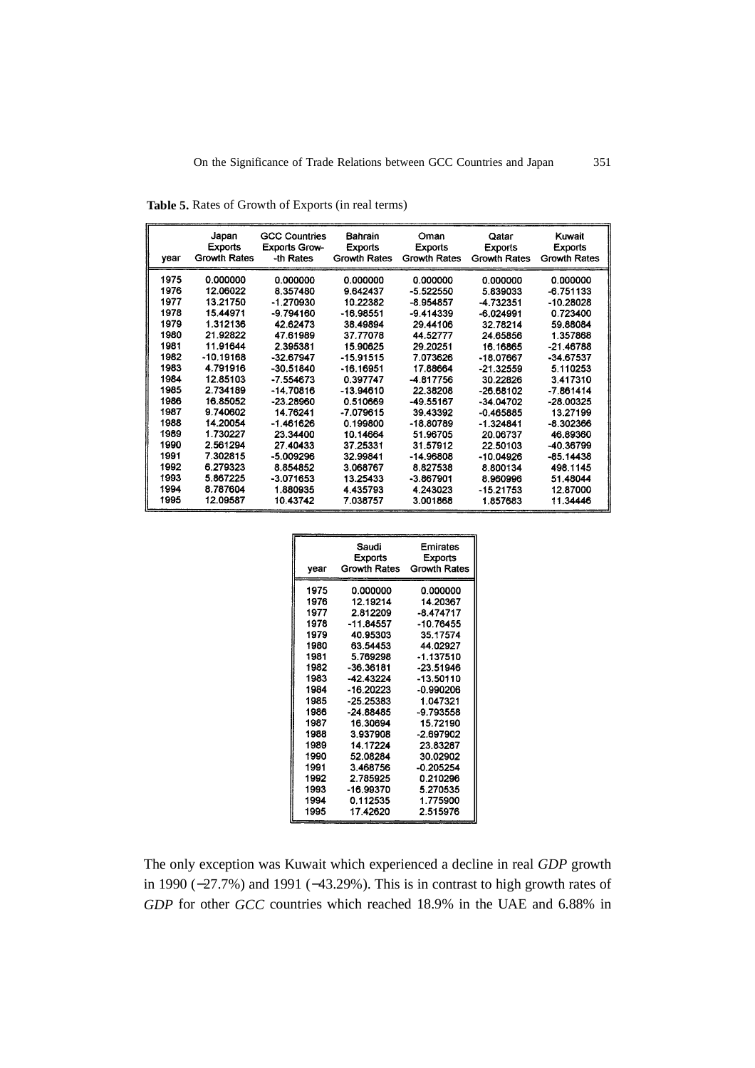**Table 5.** Rates of Growth of Exports (in real terms)

| year | Japan Exports Growth Rates | GCC Countries Exports Grow-th Rates | Bahrain Exports Growth Rates | Oman Exports Growth Rates | Qatar Exports Growth Rates | Kuwait Exports Growth Rates |
|---|---|---|---|---|---|---|
| 1975 | 0.000000 | 0.000000 | 0.000000 | 0.000000 | 0.000000 | 0.000000 |
| 1976 | 12.06022 | 8.357480 | 9.642437 | -5.522550 | 5.839033 | -6.751133 |
| 1977 | 13.21750 | -1.270930 | 10.22382 | -8.954857 | -4.732351 | -10.28028 |
| 1978 | 15.44971 | -9.794160 | -16.98551 | -9.414339 | -6.024991 | 0.723400 |
| 1979 | 1.312136 | 42.62473 | 38.49894 | 29.44106 | 32.78214 | 59.88084 |
| 1980 | 21.92822 | 47.61989 | 37.77078 | 44.52777 | 24.65856 | 1.357868 |
| 1981 | 11.91644 | 2.395381 | 15.90625 | 29.20251 | 16.16865 | -21.46788 |
| 1982 | -10.19168 | -32.67947 | -15.91515 | 7.073626 | -18.07667 | -34.67537 |
| 1983 | 4.791916 | -30.51840 | -16.16951 | 17.88664 | -21.32559 | 5.110253 |
| 1984 | 12.85103 | -7.554673 | 0.397747 | -4.817756 | 30.22826 | 3.417310 |
| 1985 | 2.734189 | -14.70816 | -13.94610 | 22.38208 | -26.68102 | -7.861414 |
| 1986 | 16.85052 | -23.28960 | 0.510669 | -49.55167 | -34.04702 | -28.00325 |
| 1987 | 9.740602 | 14.76241 | -7.079615 | 39.43392 | -0.465885 | 13.27199 |
| 1988 | 14.20054 | -1.461626 | 0.199800 | -18.80789 | -1.324841 | -8.302366 |
| 1989 | 1.730227 | 23.34400 | 10.14664 | 51.96705 | 20.06737 | 46.89360 |
| 1990 | 2.561294 | 27.40433 | 37.25331 | 31.57912 | 22.50103 | -40.36799 |
| 1991 | 7.302815 | -5.009296 | 32.99841 | -14.96808 | -10.04926 | -85.14438 |
| 1992 | 6.279323 | 8.854852 | 3.068767 | 8.827538 | 8.800134 | 498.1145 |
| 1993 | 5.867225 | -3.071653 | 13.25433 | -3.867901 | 8.960996 | 51.48044 |
| 1994 | 8.787604 | 1.880935 | 4.435793 | 4.243023 | -15.21753 | 12.87000 |
| 1995 | 12.09587 | 10.43742 | 7.038757 | 3.001868 | 1.857683 | 11.34446 |

| year | Saudi Exports Growth Rates | Emirates Exports Growth Rates |
|---|---|---|
| 1975 | 0.000000 | 0.000000 |
| 1976 | 12.19214 | 14.20367 |
| 1977 | 2.812209 | -8.474717 |
| 1978 | -11.84557 | -10.76455 |
| 1979 | 40.95303 | 35.17574 |
| 1980 | 63.54453 | 44.02927 |
| 1981 | 5.769298 | -1.137510 |
| 1982 | -36.36181 | -23.51946 |
| 1983 | -42.43224 | -13.50110 |
| 1984 | -16.20223 | -0.990206 |
| 1985 | -25.25383 | 1.047321 |
| 1986 | -24.88485 | -9.793558 |
| 1987 | 16.30694 | 15.72190 |
| 1988 | 3.937908 | -2.697902 |
| 1989 | 14.17224 | 23.83287 |
| 1990 | 52.08284 | 30.02902 |
| 1991 | 3.468756 | -0.205254 |
| 1992 | 2.785925 | 0.210296 |
| 1993 | -16.99370 | 5.270535 |
| 1994 | 0.112535 | 1.775900 |
| 1995 | 17.42620 | 2.515976 |

The only exception was Kuwait which experienced a decline in real *GDP* growth in 1990 (−27.7%) and 1991 (−43.29%). This is in contrast to high growth rates of *GDP* for other *GCC* countries which reached 18.9% in the UAE and 6.88% in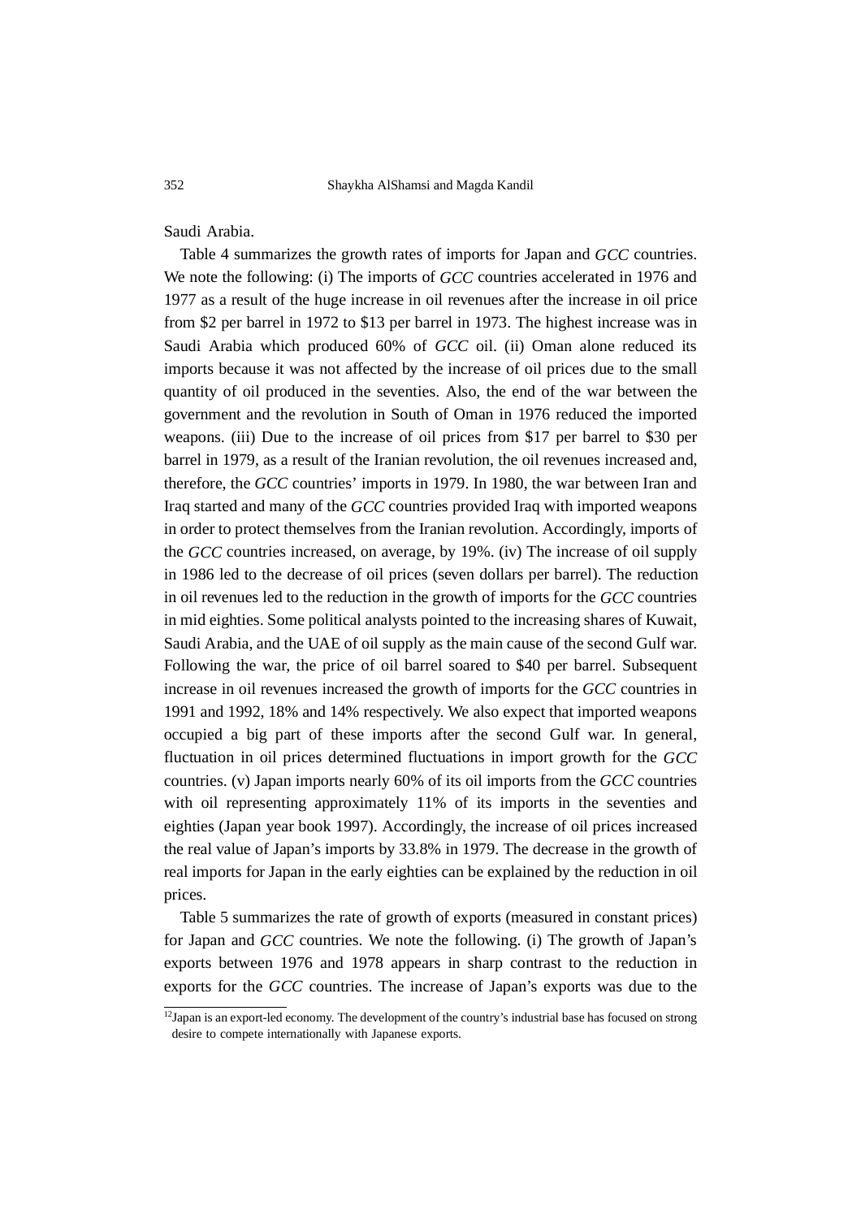Saudi Arabia.

Table 4 summarizes the growth rates of imports for Japan and *GCC* countries. We note the following: (i) The imports of *GCC* countries accelerated in 1976 and 1977 as a result of the huge increase in oil revenues after the increase in oil price from $2 per barrel in 1972 to $13 per barrel in 1973. The highest increase was in Saudi Arabia which produced 60% of *GCC* oil. (ii) Oman alone reduced its imports because it was not affected by the increase of oil prices due to the small quantity of oil produced in the seventies. Also, the end of the war between the government and the revolution in South of Oman in 1976 reduced the imported weapons. (iii) Due to the increase of oil prices from $17 per barrel to $30 per barrel in 1979, as a result of the Iranian revolution, the oil revenues increased and, therefore, the *GCC* countries' imports in 1979. In 1980, the war between Iran and Iraq started and many of the *GCC* countries provided Iraq with imported weapons in order to protect themselves from the Iranian revolution. Accordingly, imports of the *GCC* countries increased, on average, by 19%. (iv) The increase of oil supply in 1986 led to the decrease of oil prices (seven dollars per barrel). The reduction in oil revenues led to the reduction in the growth of imports for the *GCC* countries in mid eighties. Some political analysts pointed to the increasing shares of Kuwait, Saudi Arabia, and the UAE of oil supply as the main cause of the second Gulf war. Following the war, the price of oil barrel soared to $40 per barrel. Subsequent increase in oil revenues increased the growth of imports for the *GCC* countries in 1991 and 1992, 18% and 14% respectively. We also expect that imported weapons occupied a big part of these imports after the second Gulf war. In general, fluctuation in oil prices determined fluctuations in import growth for the *GCC* countries. (v) Japan imports nearly 60% of its oil imports from the *GCC* countries with oil representing approximately 11% of its imports in the seventies and eighties (Japan year book 1997). Accordingly, the increase of oil prices increased the real value of Japan's imports by 33.8% in 1979. The decrease in the growth of real imports for Japan in the early eighties can be explained by the reduction in oil prices.

Table 5 summarizes the rate of growth of exports (measured in constant prices) for Japan and *GCC* countries. We note the following. (i) The growth of Japan's exports between 1976 and 1978 appears in sharp contrast to the reduction in exports for the *GCC* countries. The increase of Japan's exports was due to the

[12] Japan is an export-led economy. The development of the country's industrial base has focused on strong desire to compete internationally with Japanese exports.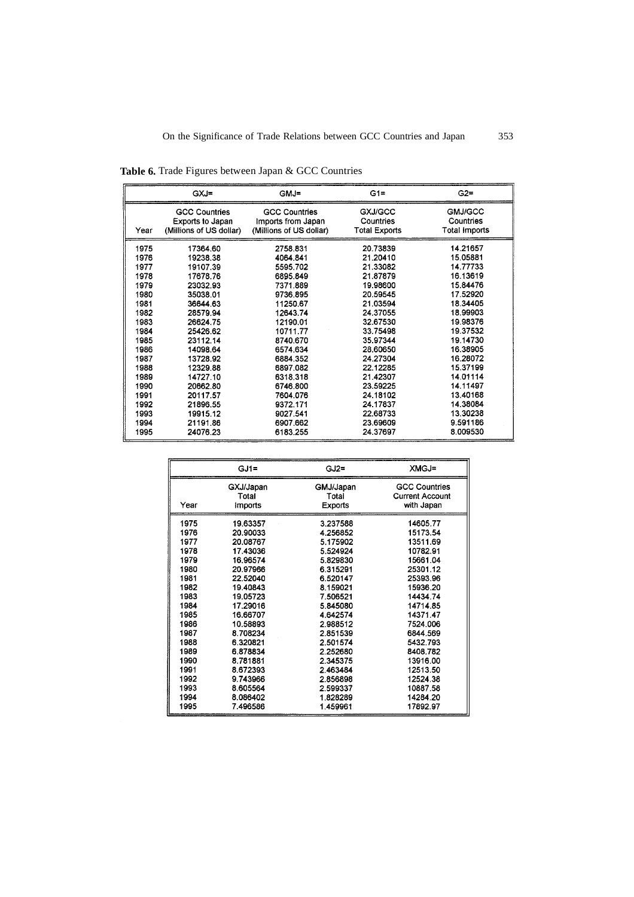**Table 6.** Trade Figures between Japan & GCC Countries

| Year | GXJ= GCC Countries Exports to Japan (Millions of US dollar) | GMJ= GCC Countries Imports from Japan (Millions of US dollar) | G1= GXJ/GCC Countries Total Exports | G2= GMJ/GCC Countries Total Imports |
|---|---|---|---|---|
| 1975 | 17364.60 | 2758.831 | 20.73839 | 14.21657 |
| 1976 | 19238.38 | 4064.841 | 21.20410 | 15.05881 |
| 1977 | 19107.39 | 5595.702 | 21.33082 | 14.77733 |
| 1978 | 17678.76 | 6895.849 | 21.87879 | 16.13619 |
| 1979 | 23032.93 | 7371.889 | 19.98600 | 15.84476 |
| 1980 | 35038.01 | 9736.895 | 20.59545 | 17.52920 |
| 1981 | 36644.63 | 11250.67 | 21.03594 | 18.34405 |
| 1982 | 28579.94 | 12643.74 | 24.37055 | 18.99903 |
| 1983 | 26624.75 | 12190.01 | 32.67530 | 19.98376 |
| 1984 | 25426.62 | 10711.77 | 33.75498 | 19.37532 |
| 1985 | 23112.14 | 8740.670 | 35.97344 | 19.14730 |
| 1986 | 14098.64 | 6574.634 | 28.60650 | 16.38905 |
| 1987 | 13728.92 | 6884.352 | 24.27304 | 16.28072 |
| 1988 | 12329.88 | 6897.082 | 22.12285 | 15.37199 |
| 1989 | 14727.10 | 6318.318 | 21.42307 | 14.01114 |
| 1990 | 20662.80 | 6746.800 | 23.59225 | 14.11497 |
| 1991 | 20117.57 | 7604.076 | 24.18102 | 13.40168 |
| 1992 | 21896.55 | 9372.171 | 24.17837 | 14.38084 |
| 1993 | 19915.12 | 9027.541 | 22.68733 | 13.30238 |
| 1994 | 21191.86 | 6907.662 | 23.69609 | 9.591186 |
| 1995 | 24076.23 | 6183.255 | 24.37697 | 8.009530 |

| Year | GJ1= GXJ/Japan Total Imports | GJ2= GMJ/Japan Total Exports | XMGJ= GCC Countries Current Account with Japan |
|---|---|---|---|
| 1975 | 19.63357 | 3.237588 | 14605.77 |
| 1976 | 20.90033 | 4.256852 | 15173.54 |
| 1977 | 20.08767 | 5.175902 | 13511.69 |
| 1978 | 17.43036 | 5.524924 | 10782.91 |
| 1979 | 16.96574 | 5.829830 | 15661.04 |
| 1980 | 20.97966 | 6.315291 | 25301.12 |
| 1981 | 22.52040 | 6.520147 | 25393.96 |
| 1982 | 19.40843 | 8.159021 | 15936.20 |
| 1983 | 19.05723 | 7.506521 | 14434.74 |
| 1984 | 17.29016 | 5.845080 | 14714.85 |
| 1985 | 16.66707 | 4.642574 | 14371.47 |
| 1986 | 10.58893 | 2.988512 | 7524.006 |
| 1987 | 8.708234 | 2.851539 | 6844.569 |
| 1988 | 6.320821 | 2.501574 | 5432.793 |
| 1989 | 6.878834 | 2.252680 | 8408.782 |
| 1990 | 8.781881 | 2.345375 | 13916.00 |
| 1991 | 8.672393 | 2.463484 | 12513.50 |
| 1992 | 9.743966 | 2.856898 | 12524.38 |
| 1993 | 8.605564 | 2.599337 | 10887.58 |
| 1994 | 8.086402 | 1.828289 | 14284.20 |
| 1995 | 7.496586 | 1.459961 | 17892.97 |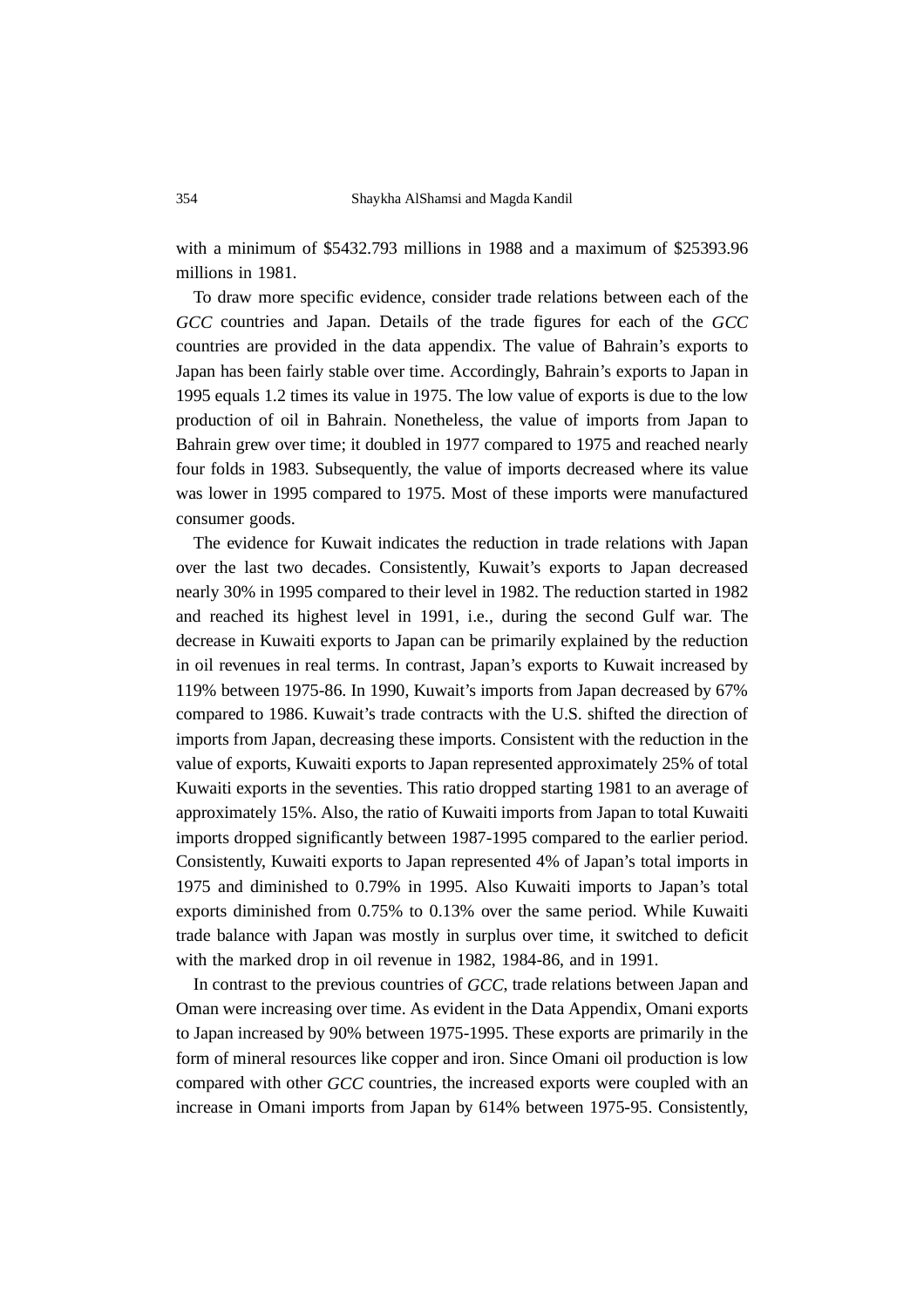with a minimum of $5432.793 millions in 1988 and a maximum of $25393.96 millions in 1981.

To draw more specific evidence, consider trade relations between each of the *GCC* countries and Japan. Details of the trade figures for each of the *GCC* countries are provided in the data appendix. The value of Bahrain's exports to Japan has been fairly stable over time. Accordingly, Bahrain's exports to Japan in 1995 equals 1.2 times its value in 1975. The low value of exports is due to the low production of oil in Bahrain. Nonetheless, the value of imports from Japan to Bahrain grew over time; it doubled in 1977 compared to 1975 and reached nearly four folds in 1983. Subsequently, the value of imports decreased where its value was lower in 1995 compared to 1975. Most of these imports were manufactured consumer goods.

The evidence for Kuwait indicates the reduction in trade relations with Japan over the last two decades. Consistently, Kuwait's exports to Japan decreased nearly 30% in 1995 compared to their level in 1982. The reduction started in 1982 and reached its highest level in 1991, i.e., during the second Gulf war. The decrease in Kuwaiti exports to Japan can be primarily explained by the reduction in oil revenues in real terms. In contrast, Japan's exports to Kuwait increased by 119% between 1975-86. In 1990, Kuwait's imports from Japan decreased by 67% compared to 1986. Kuwait's trade contracts with the U.S. shifted the direction of imports from Japan, decreasing these imports. Consistent with the reduction in the value of exports, Kuwaiti exports to Japan represented approximately 25% of total Kuwaiti exports in the seventies. This ratio dropped starting 1981 to an average of approximately 15%. Also, the ratio of Kuwaiti imports from Japan to total Kuwaiti imports dropped significantly between 1987-1995 compared to the earlier period. Consistently, Kuwaiti exports to Japan represented 4% of Japan's total imports in 1975 and diminished to 0.79% in 1995. Also Kuwaiti imports to Japan's total exports diminished from 0.75% to 0.13% over the same period. While Kuwaiti trade balance with Japan was mostly in surplus over time, it switched to deficit with the marked drop in oil revenue in 1982, 1984-86, and in 1991.

In contrast to the previous countries of *GCC*, trade relations between Japan and Oman were increasing over time. As evident in the Data Appendix, Omani exports to Japan increased by 90% between 1975-1995. These exports are primarily in the form of mineral resources like copper and iron. Since Omani oil production is low compared with other *GCC* countries, the increased exports were coupled with an increase in Omani imports from Japan by 614% between 1975-95. Consistently,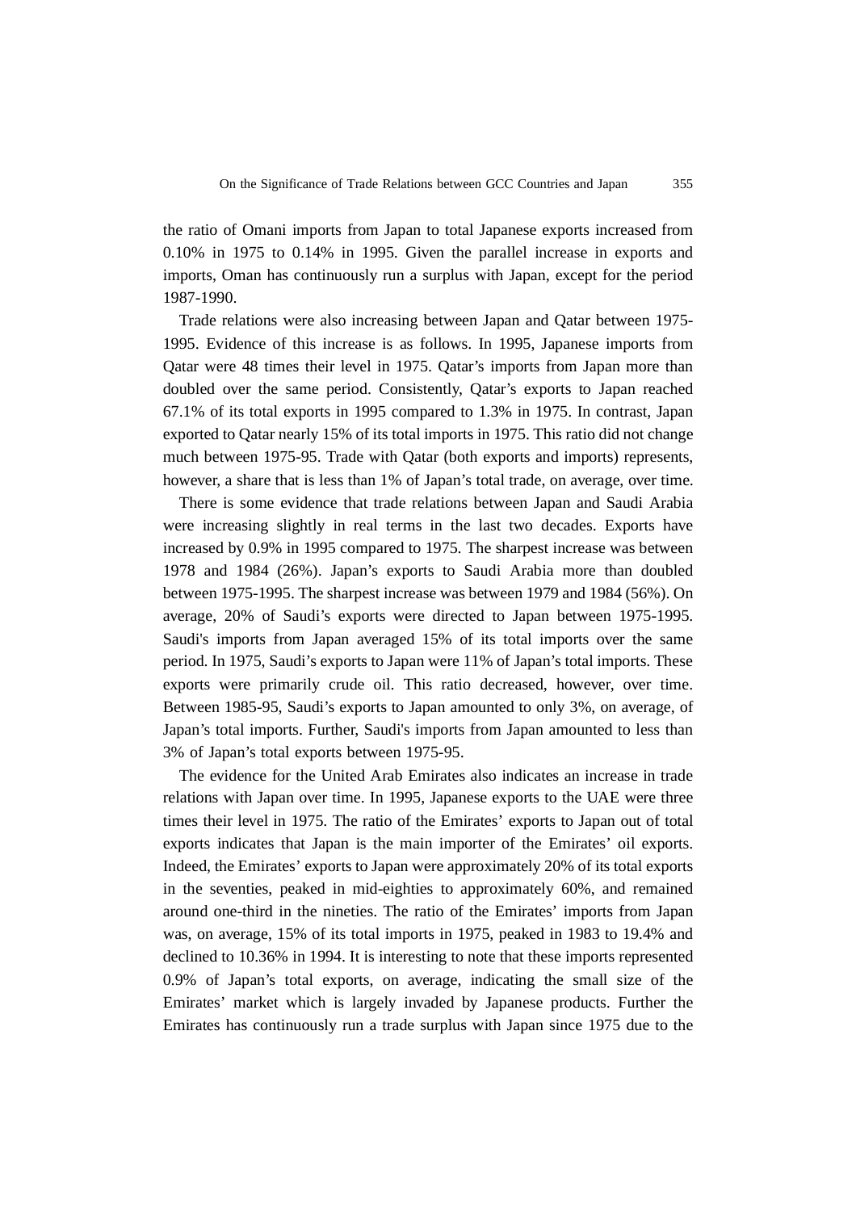the ratio of Omani imports from Japan to total Japanese exports increased from 0.10% in 1975 to 0.14% in 1995. Given the parallel increase in exports and imports, Oman has continuously run a surplus with Japan, except for the period 1987-1990.

Trade relations were also increasing between Japan and Qatar between 1975-1995. Evidence of this increase is as follows. In 1995, Japanese imports from Qatar were 48 times their level in 1975. Qatar's imports from Japan more than doubled over the same period. Consistently, Qatar's exports to Japan reached 67.1% of its total exports in 1995 compared to 1.3% in 1975. In contrast, Japan exported to Qatar nearly 15% of its total imports in 1975. This ratio did not change much between 1975-95. Trade with Qatar (both exports and imports) represents, however, a share that is less than 1% of Japan's total trade, on average, over time.

There is some evidence that trade relations between Japan and Saudi Arabia were increasing slightly in real terms in the last two decades. Exports have increased by 0.9% in 1995 compared to 1975. The sharpest increase was between 1978 and 1984 (26%). Japan's exports to Saudi Arabia more than doubled between 1975-1995. The sharpest increase was between 1979 and 1984 (56%). On average, 20% of Saudi's exports were directed to Japan between 1975-1995. Saudi's imports from Japan averaged 15% of its total imports over the same period. In 1975, Saudi's exports to Japan were 11% of Japan's total imports. These exports were primarily crude oil. This ratio decreased, however, over time. Between 1985-95, Saudi's exports to Japan amounted to only 3%, on average, of Japan's total imports. Further, Saudi's imports from Japan amounted to less than 3% of Japan's total exports between 1975-95.

The evidence for the United Arab Emirates also indicates an increase in trade relations with Japan over time. In 1995, Japanese exports to the UAE were three times their level in 1975. The ratio of the Emirates' exports to Japan out of total exports indicates that Japan is the main importer of the Emirates' oil exports. Indeed, the Emirates' exports to Japan were approximately 20% of its total exports in the seventies, peaked in mid-eighties to approximately 60%, and remained around one-third in the nineties. The ratio of the Emirates' imports from Japan was, on average, 15% of its total imports in 1975, peaked in 1983 to 19.4% and declined to 10.36% in 1994. It is interesting to note that these imports represented 0.9% of Japan's total exports, on average, indicating the small size of the Emirates' market which is largely invaded by Japanese products. Further the Emirates has continuously run a trade surplus with Japan since 1975 due to the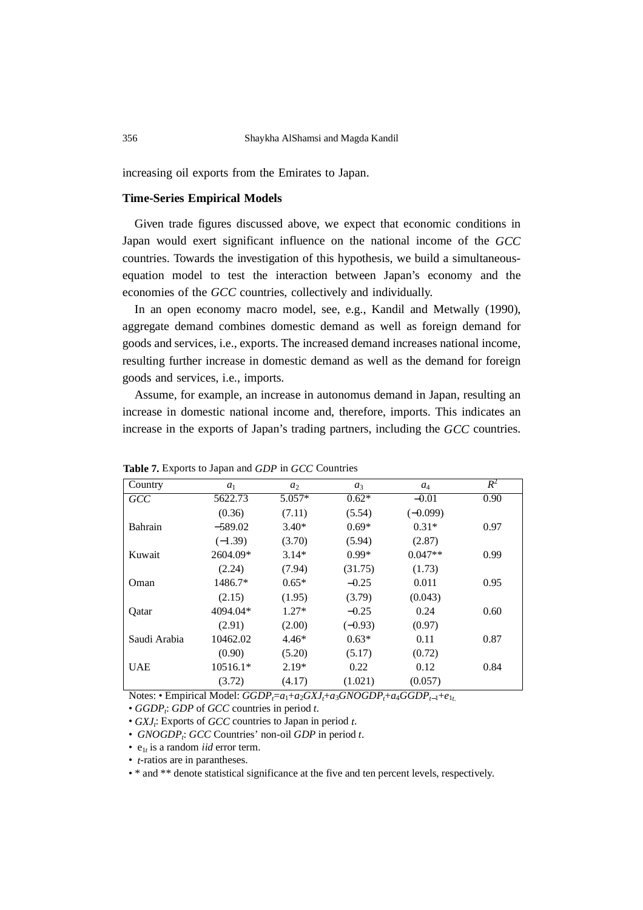increasing oil exports from the Emirates to Japan.

### Time-Series Empirical Models

Given trade figures discussed above, we expect that economic conditions in Japan would exert significant influence on the national income of the *GCC* countries. Towards the investigation of this hypothesis, we build a simultaneous-equation model to test the interaction between Japan's economy and the economies of the *GCC* countries, collectively and individually.

In an open economy macro model, see, e.g., Kandil and Metwally (1990), aggregate demand combines domestic demand as well as foreign demand for goods and services, i.e., exports. The increased demand increases national income, resulting further increase in domestic demand as well as the demand for foreign goods and services, i.e., imports.

Assume, for example, an increase in autonomus demand in Japan, resulting an increase in domestic national income and, therefore, imports. This indicates an increase in the exports of Japan's trading partners, including the *GCC* countries.

**Table 7.** Exports to Japan and *GDP* in *GCC* Countries

| Country | $a_1$ | $a_2$ | $a_3$ | $a_4$ | $R^2$ |
|---|---|---|---|---|---|
| *GCC* | 5622.73 | 5.057* | 0.62* | −0.01 | 0.90 |
| | (0.36) | (7.11) | (5.54) | (−0.099) | |
| Bahrain | −589.02 | 3.40* | 0.69* | 0.31* | 0.97 |
| | (−1.39) | (3.70) | (5.94) | (2.87) | |
| Kuwait | 2604.09* | 3.14* | 0.99* | 0.047** | 0.99 |
| | (2.24) | (7.94) | (31.75) | (1.73) | |
| Oman | 1486.7* | 0.65* | −0.25 | 0.011 | 0.95 |
| | (2.15) | (1.95) | (3.79) | (0.043) | |
| Qatar | 4094.04* | 1.27* | −0.25 | 0.24 | 0.60 |
| | (2.91) | (2.00) | (−0.93) | (0.97) | |
| Saudi Arabia | 10462.02 | 4.46* | 0.63* | 0.11 | 0.87 |
| | (0.90) | (5.20) | (5.17) | (0.72) | |
| UAE | 10516.1* | 2.19* | 0.22 | 0.12 | 0.84 |
| | (3.72) | (4.17) | (1.021) | (0.057) | |

Notes: • Empirical Model: $GGDP_t = a_1 + a_2 GXJ_t + a_3 GNOGDP_t + a_4 GGDP_{t-1} + e_{1t.}$

• $GGDP_t$: *GDP* of *GCC* countries in period *t*.

• $GXJ_t$: Exports of *GCC* countries to Japan in period *t*.

• $GNOGDP_t$: *GCC* Countries' non-oil *GDP* in period *t*.

• $e_{1t}$ is a random *iid* error term.

• *t*-ratios are in parantheses.

• * and ** denote statistical significance at the five and ten percent levels, respectively.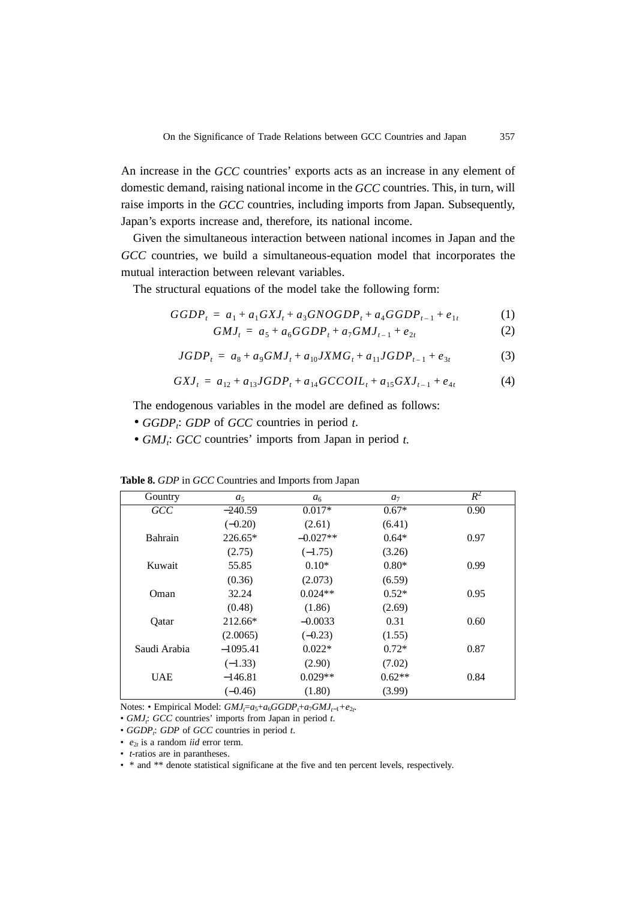An increase in the *GCC* countries' exports acts as an increase in any element of domestic demand, raising national income in the *GCC* countries. This, in turn, will raise imports in the *GCC* countries, including imports from Japan. Subsequently, Japan's exports increase and, therefore, its national income.

Given the simultaneous interaction between national incomes in Japan and the *GCC* countries, we build a simultaneous-equation model that incorporates the mutual interaction between relevant variables.

The structural equations of the model take the following form:

$$GGDP_t = a_1 + a_1 GXJ_t + a_3 GNOGDP_t + a_4 GGDP_{t-1} + e_{1t} \tag{1}$$

$$GMJ_t = a_5 + a_6 GGDP_t + a_7 GMJ_{t-1} + e_{2t} \tag{2}$$

$$JGDP_t = a_8 + a_9 GMJ_t + a_{10} JXMG_t + a_{11} JGDP_{t-1} + e_{3t} \tag{3}$$

$$GXJ_t = a_{12} + a_{13} JGDP_t + a_{14} GCCOIL_t + a_{15} GXJ_{t-1} + e_{4t} \tag{4}$$

The endogenous variables in the model are defined as follows:

- $GGDP_t$: *GDP* of *GCC* countries in period $t$.
- $GMJ_t$: *GCC* countries' imports from Japan in period $t$.

**Table 8.** *GDP* in *GCC* Countries and Imports from Japan

| Gountry | $a_5$ | $a_6$ | $a_7$ | $R^2$ |
|---|---|---|---|---|
| *GCC* | −240.59 | 0.017* | 0.67* | 0.90 |
| | (−0.20) | (2.61) | (6.41) | |
| Bahrain | 226.65* | −0.027** | 0.64* | 0.97 |
| | (2.75) | (−1.75) | (3.26) | |
| Kuwait | 55.85 | 0.10* | 0.80* | 0.99 |
| | (0.36) | (2.073) | (6.59) | |
| Oman | 32.24 | 0.024** | 0.52* | 0.95 |
| | (0.48) | (1.86) | (2.69) | |
| Qatar | 212.66* | −0.0033 | 0.31 | 0.60 |
| | (2.0065) | (−0.23) | (1.55) | |
| Saudi Arabia | −1095.41 | 0.022* | 0.72* | 0.87 |
| | (−1.33) | (2.90) | (7.02) | |
| UAE | −146.81 | 0.029** | 0.62** | 0.84 |
| | (−0.46) | (1.80) | (3.99) | |

Notes: • Empirical Model: $GMJ_t = a_5 + a_6 GGDP_t + a_7 GMJ_{t-1} + e_{2t}$.
- $GMJ_t$: *GCC* countries' imports from Japan in period $t$.
- $GGDP_t$: *GDP* of *GCC* countries in period $t$.
- $e_{2t}$ is a random *iid* error term.
- $t$-ratios are in parantheses.
- * and ** denote statistical significane at the five and ten percent levels, respectively.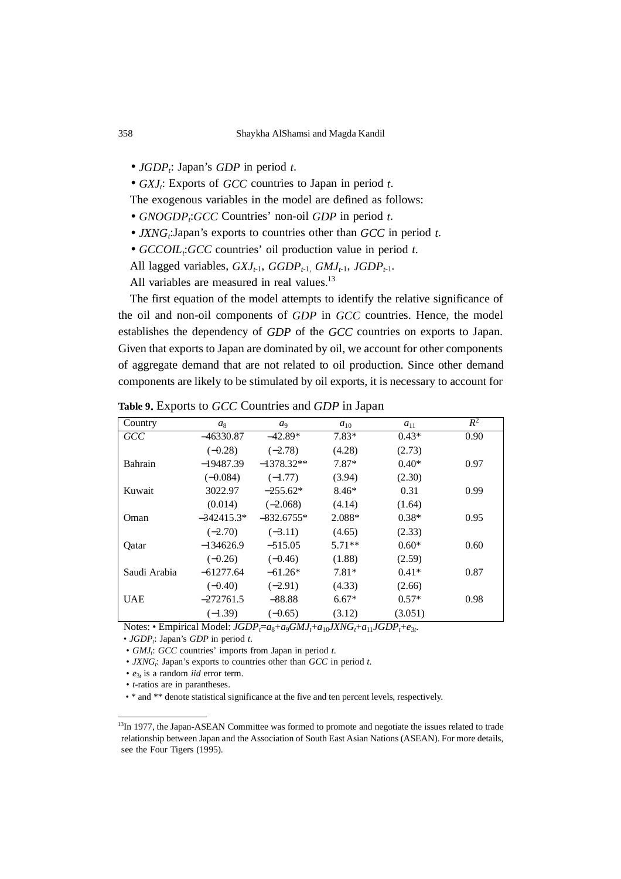- $JGDP_t$: Japan's $GDP$ in period $t$.
- $GXJ_t$: Exports of $GCC$ countries to Japan in period $t$.

The exogenous variables in the model are defined as follows:

- $GNOGDP_t$:$GCC$ Countries' non-oil $GDP$ in period $t$.
- $JXNG_t$:Japan's exports to countries other than $GCC$ in period $t$.
- $GCCOIL_t$:$GCC$ countries' oil production value in period $t$.

All lagged variables, $GXJ_{t-1}$, $GGDP_{t-1}$, $GMJ_{t-1}$, $JGDP_{t-1}$.

All variables are measured in real values.[13]

The first equation of the model attempts to identify the relative significance of the oil and non-oil components of $GDP$ in $GCC$ countries. Hence, the model establishes the dependency of $GDP$ of the $GCC$ countries on exports to Japan. Given that exports to Japan are dominated by oil, we account for other components of aggregate demand that are not related to oil production. Since other demand components are likely to be stimulated by oil exports, it is necessary to account for

**Table 9.** Exports to $GCC$ Countries and $GDP$ in Japan

| Country | $a_8$ | $a_9$ | $a_{10}$ | $a_{11}$ | $R^2$ |
|---|---|---|---|---|---|
| *GCC* | −46330.87 | −42.89* | 7.83* | 0.43* | 0.90 |
| | (−0.28) | (−2.78) | (4.28) | (2.73) | |
| Bahrain | −19487.39 | −1378.32** | 7.87* | 0.40* | 0.97 |
| | (−0.084) | (−1.77) | (3.94) | (2.30) | |
| Kuwait | 3022.97 | −255.62* | 8.46* | 0.31 | 0.99 |
| | (0.014) | (−2.068) | (4.14) | (1.64) | |
| Oman | −342415.3* | −832.6755* | 2.088* | 0.38* | 0.95 |
| | (−2.70) | (−3.11) | (4.65) | (2.33) | |
| Qatar | −134626.9 | −515.05 | 5.71** | 0.60* | 0.60 |
| | (−0.26) | (−0.46) | (1.88) | (2.59) | |
| Saudi Arabia | −61277.64 | −61.26* | 7.81* | 0.41* | 0.87 |
| | (−0.40) | (−2.91) | (4.33) | (2.66) | |
| UAE | −272761.5 | −88.88 | 6.67* | 0.57* | 0.98 |
| | (−1.39) | (−0.65) | (3.12) | (3.051) | |

Notes: • Empirical Model: $JGDP_t=a_8+a_9GMJ_t+a_{10}JXNG_t+a_{11}JGDP_t+e_{3t}$.

- $JGDP_t$: Japan's $GDP$ in period $t$.
- $GMJ_t$: $GCC$ countries' imports from Japan in period $t$.
- $JXNG_t$: Japan's exports to countries other than $GCC$ in period $t$.
- $e_{3t}$ is a random *iid* error term.
- $t$-ratios are in parantheses.
- * and ** denote statistical significance at the five and ten percent levels, respectively.

[13] In 1977, the Japan-ASEAN Committee was formed to promote and negotiate the issues related to trade relationship between Japan and the Association of South East Asian Nations (ASEAN). For more details, see the Four Tigers (1995).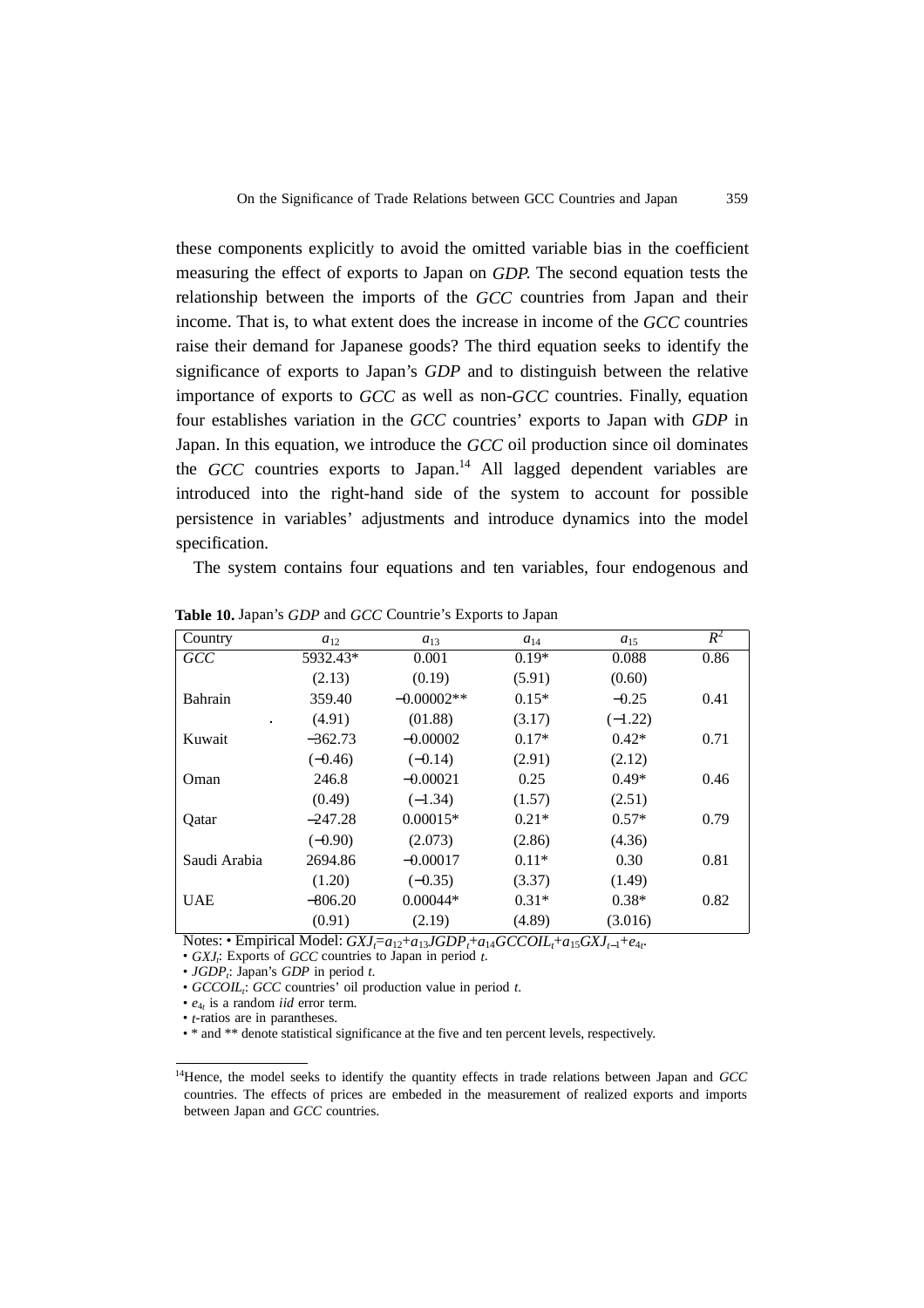these components explicitly to avoid the omitted variable bias in the coefficient measuring the effect of exports to Japan on *GDP*. The second equation tests the relationship between the imports of the *GCC* countries from Japan and their income. That is, to what extent does the increase in income of the *GCC* countries raise their demand for Japanese goods? The third equation seeks to identify the significance of exports to Japan's *GDP* and to distinguish between the relative importance of exports to *GCC* as well as non-*GCC* countries. Finally, equation four establishes variation in the *GCC* countries' exports to Japan with *GDP* in Japan. In this equation, we introduce the *GCC* oil production since oil dominates the *GCC* countries exports to Japan.[14] All lagged dependent variables are introduced into the right-hand side of the system to account for possible persistence in variables' adjustments and introduce dynamics into the model specification.

The system contains four equations and ten variables, four endogenous and

**Table 10.** Japan's *GDP* and *GCC* Countrie's Exports to Japan

| Country | $a_{12}$ | $a_{13}$ | $a_{14}$ | $a_{15}$ | $R^2$ |
|---|---|---|---|---|---|
| *GCC* | 5932.43* | 0.001 | 0.19* | 0.088 | 0.86 |
| | (2.13) | (0.19) | (5.91) | (0.60) | |
| Bahrain | 359.40 | −0.00002** | 0.15* | −0.25 | 0.41 |
| | (4.91) | (01.88) | (3.17) | (−1.22) | |
| Kuwait | −362.73 | −0.00002 | 0.17* | 0.42* | 0.71 |
| | (−0.46) | (−0.14) | (2.91) | (2.12) | |
| Oman | 246.8 | −0.00021 | 0.25 | 0.49* | 0.46 |
| | (0.49) | (−1.34) | (1.57) | (2.51) | |
| Qatar | −247.28 | 0.00015* | 0.21* | 0.57* | 0.79 |
| | (−0.90) | (2.073) | (2.86) | (4.36) | |
| Saudi Arabia | 2694.86 | −0.00017 | 0.11* | 0.30 | 0.81 |
| | (1.20) | (−0.35) | (3.37) | (1.49) | |
| UAE | −806.20 | 0.00044* | 0.31* | 0.38* | 0.82 |
| | (0.91) | (2.19) | (4.89) | (3.016) | |

Notes: • Empirical Model: $GXJ_t = a_{12} + a_{13}JGDP_t + a_{14}GCCOIL_t + a_{15}GXJ_{t-1} + e_{4t}$.
• $GXJ_t$: Exports of *GCC* countries to Japan in period $t$.
• $JGDP_t$: Japan's *GDP* in period $t$.
• $GCCOIL_t$: *GCC* countries' oil production value in period $t$.
• $e_{4t}$ is a random *iid* error term.
• $t$-ratios are in parantheses.
• * and ** denote statistical significance at the five and ten percent levels, respectively.

[14] Hence, the model seeks to identify the quantity effects in trade relations between Japan and *GCC* countries. The effects of prices are embeded in the measurement of realized exports and imports between Japan and *GCC* countries.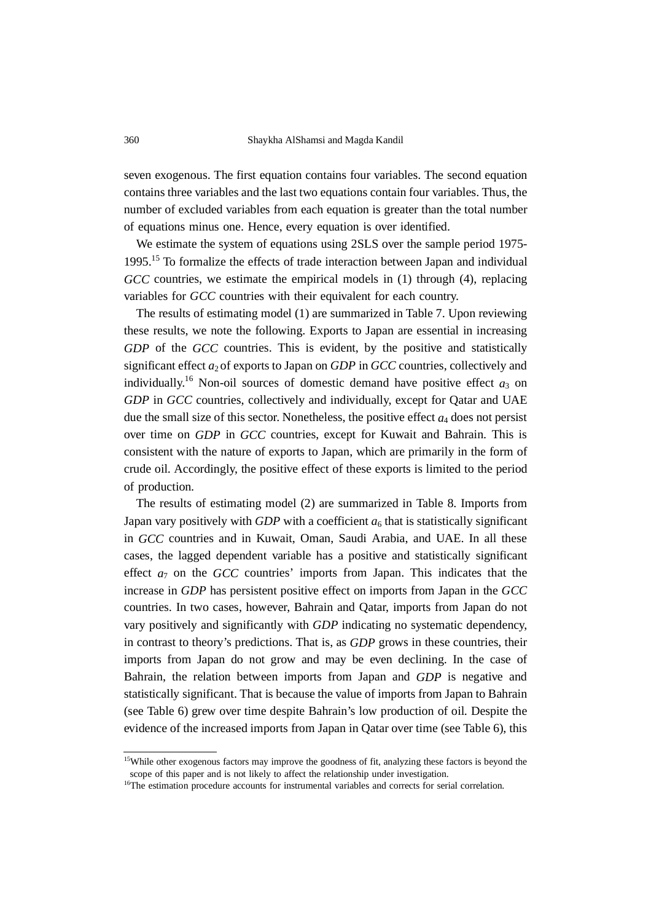seven exogenous. The first equation contains four variables. The second equation contains three variables and the last two equations contain four variables. Thus, the number of excluded variables from each equation is greater than the total number of equations minus one. Hence, every equation is over identified.

We estimate the system of equations using 2SLS over the sample period 1975-1995.[15] To formalize the effects of trade interaction between Japan and individual *GCC* countries, we estimate the empirical models in (1) through (4), replacing variables for *GCC* countries with their equivalent for each country.

The results of estimating model (1) are summarized in Table 7. Upon reviewing these results, we note the following. Exports to Japan are essential in increasing *GDP* of the *GCC* countries. This is evident, by the positive and statistically significant effect $a_2$ of exports to Japan on *GDP* in *GCC* countries, collectively and individually.[16] Non-oil sources of domestic demand have positive effect $a_3$ on *GDP* in *GCC* countries, collectively and individually, except for Qatar and UAE due the small size of this sector. Nonetheless, the positive effect $a_4$ does not persist over time on *GDP* in *GCC* countries, except for Kuwait and Bahrain. This is consistent with the nature of exports to Japan, which are primarily in the form of crude oil. Accordingly, the positive effect of these exports is limited to the period of production.

The results of estimating model (2) are summarized in Table 8. Imports from Japan vary positively with *GDP* with a coefficient $a_6$ that is statistically significant in *GCC* countries and in Kuwait, Oman, Saudi Arabia, and UAE. In all these cases, the lagged dependent variable has a positive and statistically significant effect $a_7$ on the *GCC* countries' imports from Japan. This indicates that the increase in *GDP* has persistent positive effect on imports from Japan in the *GCC* countries. In two cases, however, Bahrain and Qatar, imports from Japan do not vary positively and significantly with *GDP* indicating no systematic dependency, in contrast to theory's predictions. That is, as *GDP* grows in these countries, their imports from Japan do not grow and may be even declining. In the case of Bahrain, the relation between imports from Japan and *GDP* is negative and statistically significant. That is because the value of imports from Japan to Bahrain (see Table 6) grew over time despite Bahrain's low production of oil. Despite the evidence of the increased imports from Japan in Qatar over time (see Table 6), this

---

[15]While other exogenous factors may improve the goodness of fit, analyzing these factors is beyond the scope of this paper and is not likely to affect the relationship under investigation.

[16]The estimation procedure accounts for instrumental variables and corrects for serial correlation.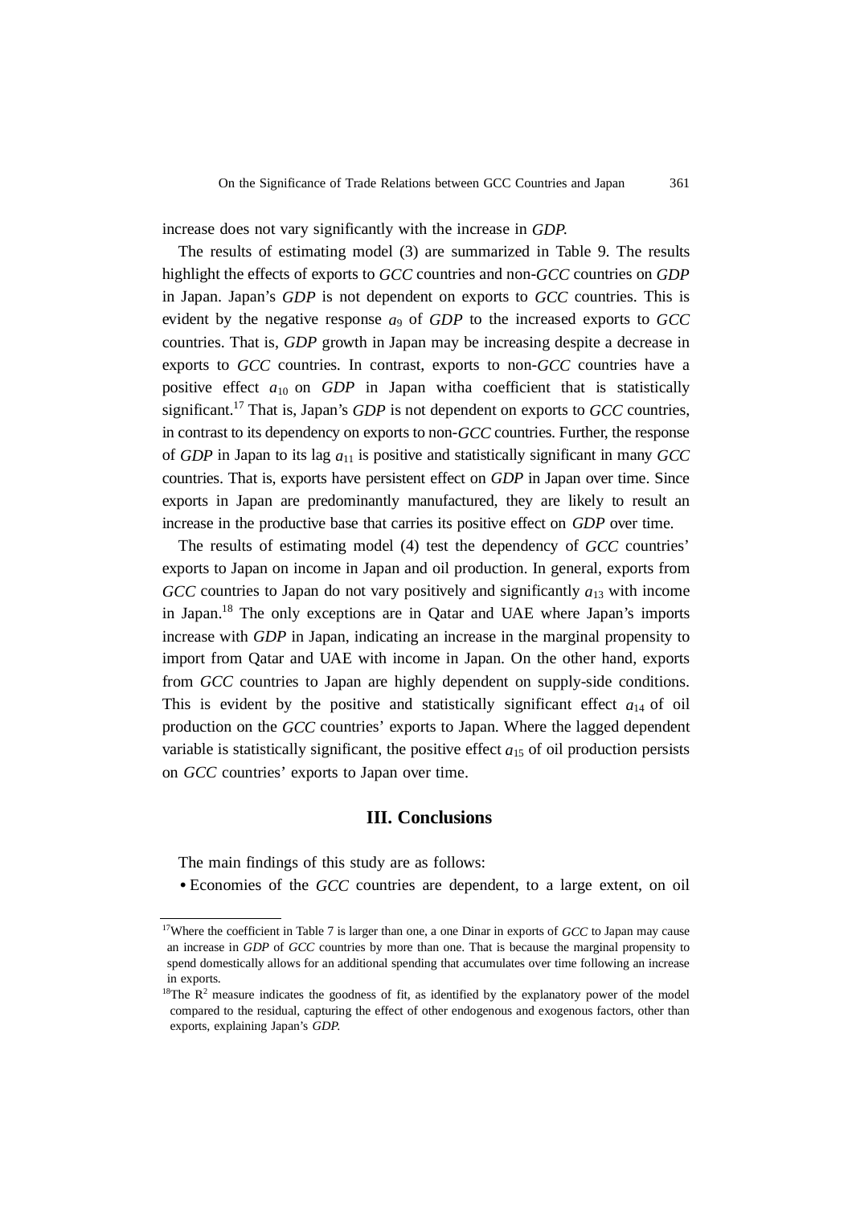increase does not vary significantly with the increase in *GDP*.

The results of estimating model (3) are summarized in Table 9. The results highlight the effects of exports to *GCC* countries and non-*GCC* countries on *GDP* in Japan. Japan's *GDP* is not dependent on exports to *GCC* countries. This is evident by the negative response $a_9$ of *GDP* to the increased exports to *GCC* countries. That is, *GDP* growth in Japan may be increasing despite a decrease in exports to *GCC* countries. In contrast, exports to non-*GCC* countries have a positive effect $a_{10}$ on *GDP* in Japan witha coefficient that is statistically significant.[17] That is, Japan's *GDP* is not dependent on exports to *GCC* countries, in contrast to its dependency on exports to non-*GCC* countries. Further, the response of *GDP* in Japan to its lag $a_{11}$ is positive and statistically significant in many *GCC* countries. That is, exports have persistent effect on *GDP* in Japan over time. Since exports in Japan are predominantly manufactured, they are likely to result an increase in the productive base that carries its positive effect on *GDP* over time.

The results of estimating model (4) test the dependency of *GCC* countries' exports to Japan on income in Japan and oil production. In general, exports from *GCC* countries to Japan do not vary positively and significantly $a_{13}$ with income in Japan.[18] The only exceptions are in Qatar and UAE where Japan's imports increase with *GDP* in Japan, indicating an increase in the marginal propensity to import from Qatar and UAE with income in Japan. On the other hand, exports from *GCC* countries to Japan are highly dependent on supply-side conditions. This is evident by the positive and statistically significant effect $a_{14}$ of oil production on the *GCC* countries' exports to Japan. Where the lagged dependent variable is statistically significant, the positive effect $a_{15}$ of oil production persists on *GCC* countries' exports to Japan over time.

## III. Conclusions

The main findings of this study are as follows:

- Economies of the *GCC* countries are dependent, to a large extent, on oil

---

[17] Where the coefficient in Table 7 is larger than one, a one Dinar in exports of *GCC* to Japan may cause an increase in *GDP* of *GCC* countries by more than one. That is because the marginal propensity to spend domestically allows for an additional spending that accumulates over time following an increase in exports.

[18] The $R^2$ measure indicates the goodness of fit, as identified by the explanatory power of the model compared to the residual, capturing the effect of other endogenous and exogenous factors, other than exports, explaining Japan's *GDP*.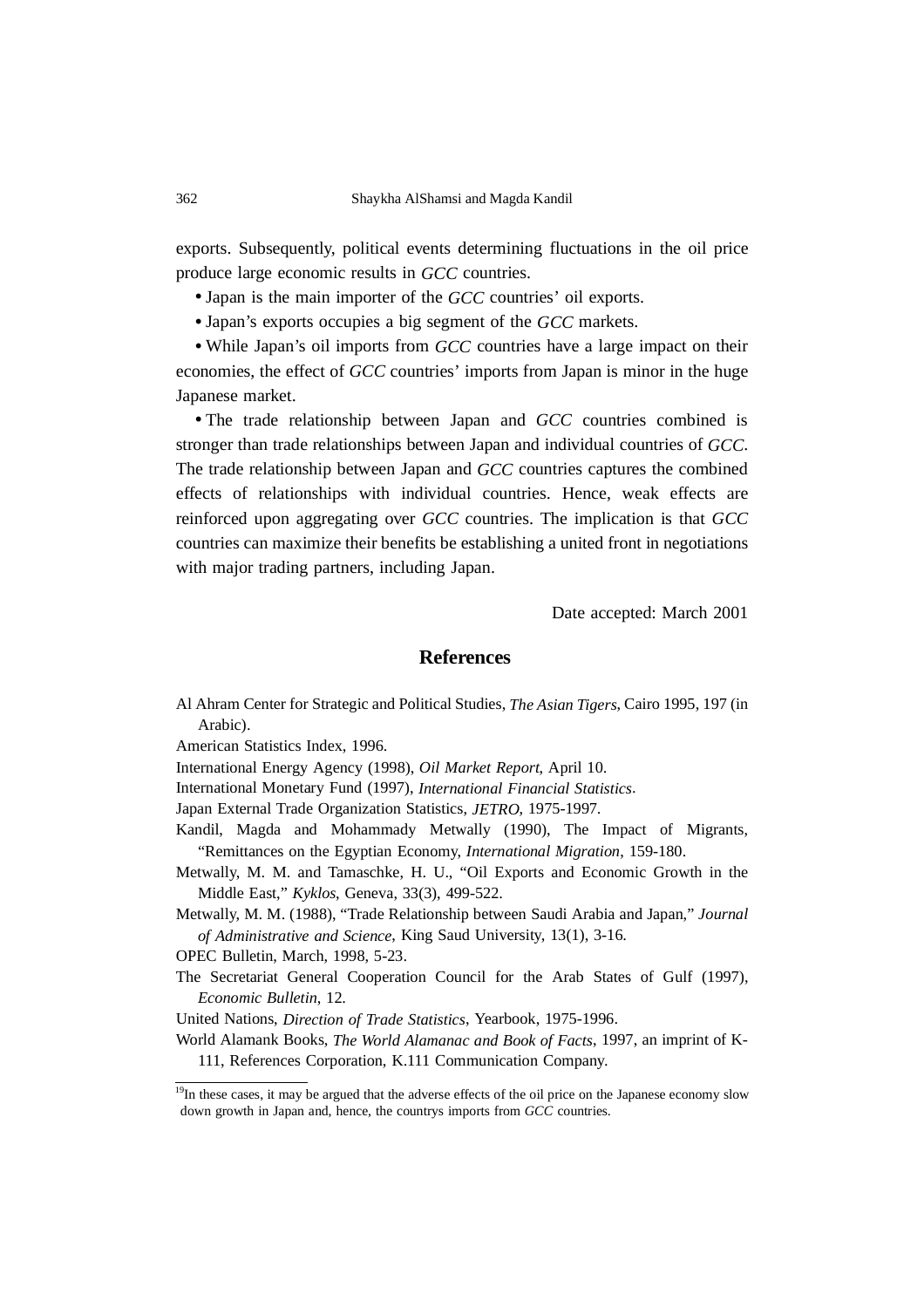exports. Subsequently, political events determining fluctuations in the oil price produce large economic results in *GCC* countries.

- Japan is the main importer of the *GCC* countries' oil exports.
- Japan's exports occupies a big segment of the *GCC* markets.
- While Japan's oil imports from *GCC* countries have a large impact on their economies, the effect of *GCC* countries' imports from Japan is minor in the huge Japanese market.
- The trade relationship between Japan and *GCC* countries combined is stronger than trade relationships between Japan and individual countries of *GCC*. The trade relationship between Japan and *GCC* countries captures the combined effects of relationships with individual countries. Hence, weak effects are reinforced upon aggregating over *GCC* countries. The implication is that *GCC* countries can maximize their benefits be establishing a united front in negotiations with major trading partners, including Japan.

Date accepted: March 2001

## References

Al Ahram Center for Strategic and Political Studies, *The Asian Tigers*, Cairo 1995, 197 (in Arabic).

American Statistics Index, 1996.

International Energy Agency (1998), *Oil Market Report*, April 10.

International Monetary Fund (1997), *International Financial Statistics*.

Japan External Trade Organization Statistics, *JETRO*, 1975-1997.

Kandil, Magda and Mohammady Metwally (1990), The Impact of Migrants, "Remittances on the Egyptian Economy, *International Migration*, 159-180.

Metwally, M. M. and Tamaschke, H. U., "Oil Exports and Economic Growth in the Middle East," *Kyklos*, Geneva, 33(3), 499-522.

Metwally, M. M. (1988), "Trade Relationship between Saudi Arabia and Japan," *Journal of Administrative and Science*, King Saud University, 13(1), 3-16.

OPEC Bulletin, March, 1998, 5-23.

The Secretariat General Cooperation Council for the Arab States of Gulf (1997), *Economic Bulletin*, 12.

United Nations, *Direction of Trade Statistics*, Yearbook, 1975-1996.

World Alamank Books, *The World Alamanac and Book of Facts*, 1997, an imprint of K-111, References Corporation, K.111 Communication Company.

---

[19] In these cases, it may be argued that the adverse effects of the oil price on the Japanese economy slow down growth in Japan and, hence, the countrys imports from *GCC* countries.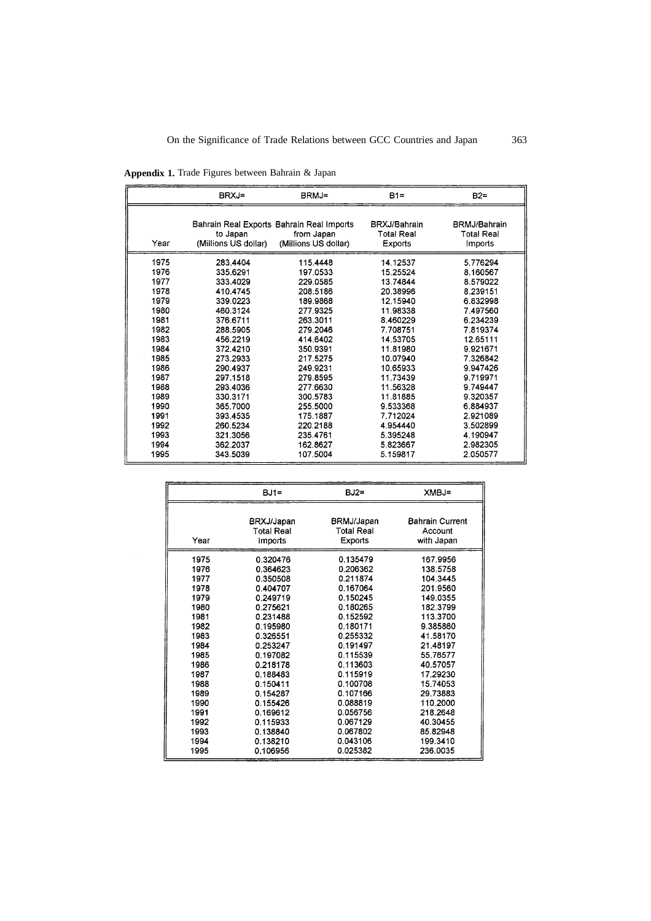**Appendix 1.** Trade Figures between Bahrain & Japan

| Year | BRXJ= Bahrain Real Exports to Japan (Millions US dollar) | BRMJ= Bahrain Real Imports from Japan (Millions US dollar) | B1= BRXJ/Bahrain Total Real Exports | B2= BRMJ/Bahrain Total Real Imports |
|---|---|---|---|---|
| 1975 | 283.4404 | 115.4448 | 14.12537 | 5.776294 |
| 1976 | 335.6291 | 197.0533 | 15.25524 | 8.160567 |
| 1977 | 333.4029 | 229.0585 | 13.74844 | 8.579022 |
| 1978 | 410.4745 | 208.5186 | 20.38996 | 8.239151 |
| 1979 | 339.0223 | 189.9868 | 12.15940 | 6.832998 |
| 1980 | 460.3124 | 277.9325 | 11.98338 | 7.497560 |
| 1981 | 376.6711 | 263.3011 | 8.460229 | 6.234239 |
| 1982 | 288.5905 | 279.2046 | 7.708751 | 7.819374 |
| 1983 | 456.2219 | 414.6402 | 14.53705 | 12.65111 |
| 1984 | 372.4210 | 350.9391 | 11.81980 | 9.921671 |
| 1985 | 273.2933 | 217.5275 | 10.07940 | 7.326842 |
| 1986 | 290.4937 | 249.9231 | 10.65933 | 9.947426 |
| 1987 | 297.1518 | 279.8595 | 11.73439 | 9.719971 |
| 1988 | 293.4036 | 277.6630 | 11.56328 | 9.749447 |
| 1989 | 330.3171 | 300.5783 | 11.81885 | 9.320357 |
| 1990 | 365.7000 | 255.5000 | 9.533368 | 6.884937 |
| 1991 | 393.4535 | 175.1887 | 7.712024 | 2.921089 |
| 1992 | 260.5234 | 220.2188 | 4.954440 | 3.502899 |
| 1993 | 321.3056 | 235.4761 | 5.395248 | 4.190947 |
| 1994 | 362.2037 | 162.8627 | 5.823667 | 2.982305 |
| 1995 | 343.5039 | 107.5004 | 5.159817 | 2.050577 |

| Year | BJ1= BRXJ/Japan Total Real Imports | BJ2= BRMJ/Japan Total Real Exports | XMBJ= Bahrain Current Account with Japan |
|---|---|---|---|
| 1975 | 0.320476 | 0.135479 | 167.9956 |
| 1976 | 0.364623 | 0.206362 | 138.5758 |
| 1977 | 0.350508 | 0.211874 | 104.3445 |
| 1978 | 0.404707 | 0.167064 | 201.9560 |
| 1979 | 0.249719 | 0.150245 | 149.0355 |
| 1980 | 0.275621 | 0.180265 | 182.3799 |
| 1981 | 0.231488 | 0.152592 | 113.3700 |
| 1982 | 0.195980 | 0.180171 | 9.385860 |
| 1983 | 0.326551 | 0.255332 | 41.58170 |
| 1984 | 0.253247 | 0.191497 | 21.48197 |
| 1985 | 0.197082 | 0.115539 | 55.76577 |
| 1986 | 0.218178 | 0.113603 | 40.57057 |
| 1987 | 0.188483 | 0.115919 | 17.29230 |
| 1988 | 0.150411 | 0.100708 | 15.74053 |
| 1989 | 0.154287 | 0.107166 | 29.73883 |
| 1990 | 0.155426 | 0.088819 | 110.2000 |
| 1991 | 0.169612 | 0.056756 | 218.2648 |
| 1992 | 0.115933 | 0.067129 | 40.30455 |
| 1993 | 0.138840 | 0.067802 | 85.82948 |
| 1994 | 0.138210 | 0.043106 | 199.3410 |
| 1995 | 0.106956 | 0.025382 | 236.0035 |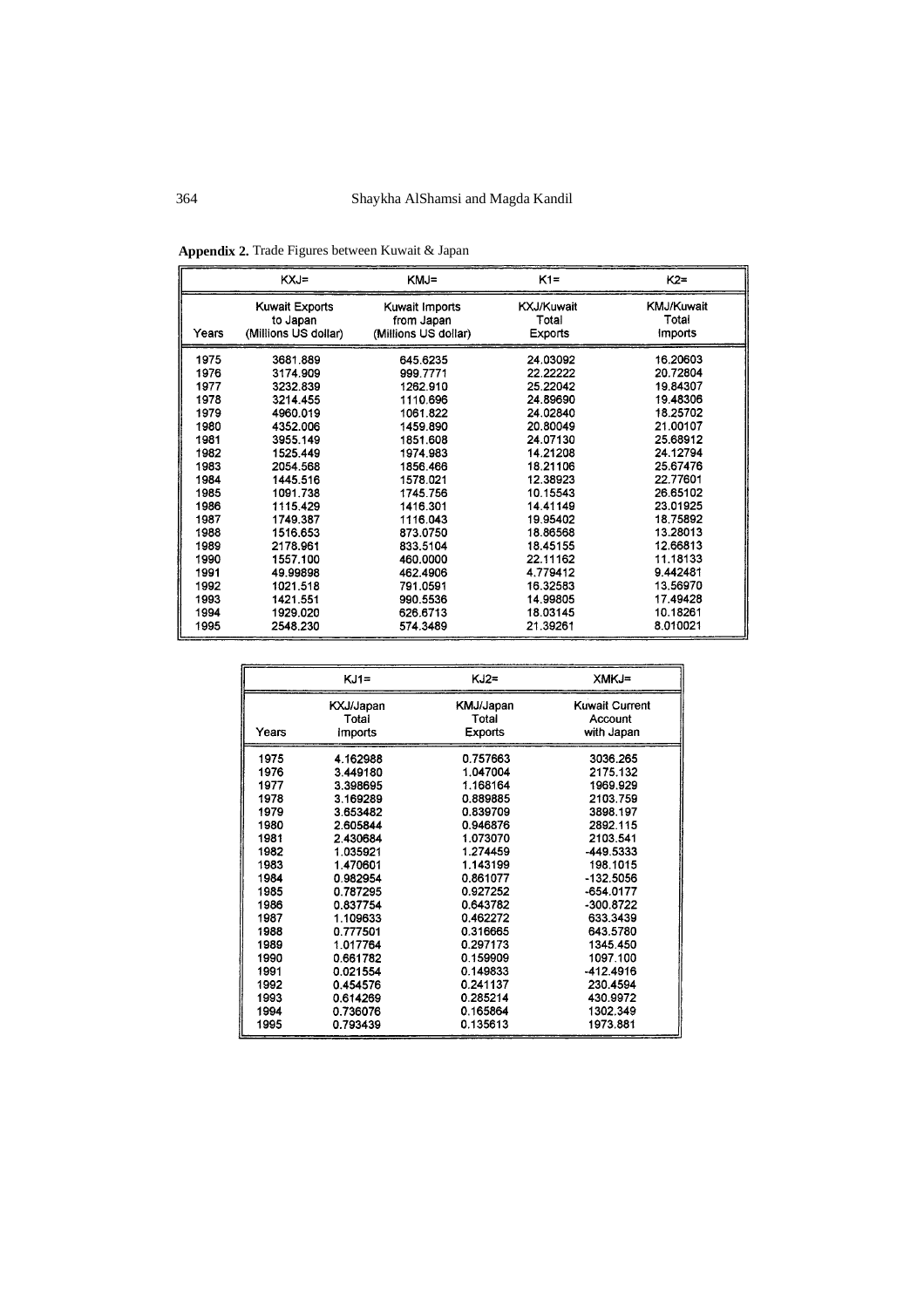**Appendix 2.** Trade Figures between Kuwait & Japan

| Years | KXJ= Kuwait Exports to Japan (Millions US dollar) | KMJ= Kuwait Imports from Japan (Millions US dollar) | K1= KXJ/Kuwait Total Exports | K2= KMJ/Kuwait Total Imports |
|---|---|---|---|---|
| 1975 | 3681.889 | 645.6235 | 24.03092 | 16.20603 |
| 1976 | 3174.909 | 999.7771 | 22.22222 | 20.72804 |
| 1977 | 3232.839 | 1262.910 | 25.22042 | 19.84307 |
| 1978 | 3214.455 | 1110.696 | 24.89690 | 19.48306 |
| 1979 | 4960.019 | 1061.822 | 24.02840 | 18.25702 |
| 1980 | 4352.006 | 1459.890 | 20.80049 | 21.00107 |
| 1981 | 3955.149 | 1851.608 | 24.07130 | 25.68912 |
| 1982 | 1525.449 | 1974.983 | 14.21208 | 24.12794 |
| 1983 | 2054.568 | 1856.466 | 18.21106 | 25.67476 |
| 1984 | 1445.516 | 1578.021 | 12.38923 | 22.77601 |
| 1985 | 1091.738 | 1745.756 | 10.15543 | 26.65102 |
| 1986 | 1115.429 | 1416.301 | 14.41149 | 23.01925 |
| 1987 | 1749.387 | 1116.043 | 19.95402 | 18.75892 |
| 1988 | 1516.653 | 873.0750 | 18.86568 | 13.28013 |
| 1989 | 2178.961 | 833.5104 | 18.45155 | 12.66813 |
| 1990 | 1557.100 | 460.0000 | 22.11162 | 11.18133 |
| 1991 | 49.99898 | 462.4906 | 4.779412 | 9.442481 |
| 1992 | 1021.518 | 791.0591 | 16.32583 | 13.56970 |
| 1993 | 1421.551 | 990.5536 | 14.99805 | 17.49428 |
| 1994 | 1929.020 | 626.6713 | 18.03145 | 10.18261 |
| 1995 | 2548.230 | 574.3489 | 21.39261 | 8.010021 |

| Years | KJ1= KXJ/Japan Total Imports | KJ2= KMJ/Japan Total Exports | XMKJ= Kuwait Current Account with Japan |
|---|---|---|---|
| 1975 | 4.162988 | 0.757663 | 3036.265 |
| 1976 | 3.449180 | 1.047004 | 2175.132 |
| 1977 | 3.398695 | 1.168164 | 1969.929 |
| 1978 | 3.169289 | 0.889885 | 2103.759 |
| 1979 | 3.653482 | 0.839709 | 3898.197 |
| 1980 | 2.605844 | 0.946876 | 2892.115 |
| 1981 | 2.430684 | 1.073070 | 2103.541 |
| 1982 | 1.035921 | 1.274459 | -449.5333 |
| 1983 | 1.470601 | 1.143199 | 198.1015 |
| 1984 | 0.982954 | 0.861077 | -132.5056 |
| 1985 | 0.787295 | 0.927252 | -654.0177 |
| 1986 | 0.837754 | 0.643782 | -300.8722 |
| 1987 | 1.109633 | 0.462272 | 633.3439 |
| 1988 | 0.777501 | 0.316665 | 643.5780 |
| 1989 | 1.017764 | 0.297173 | 1345.450 |
| 1990 | 0.661782 | 0.159909 | 1097.100 |
| 1991 | 0.021554 | 0.149833 | -412.4916 |
| 1992 | 0.454576 | 0.241137 | 230.4594 |
| 1993 | 0.614269 | 0.285214 | 430.9972 |
| 1994 | 0.736076 | 0.165864 | 1302.349 |
| 1995 | 0.793439 | 0.135613 | 1973.881 |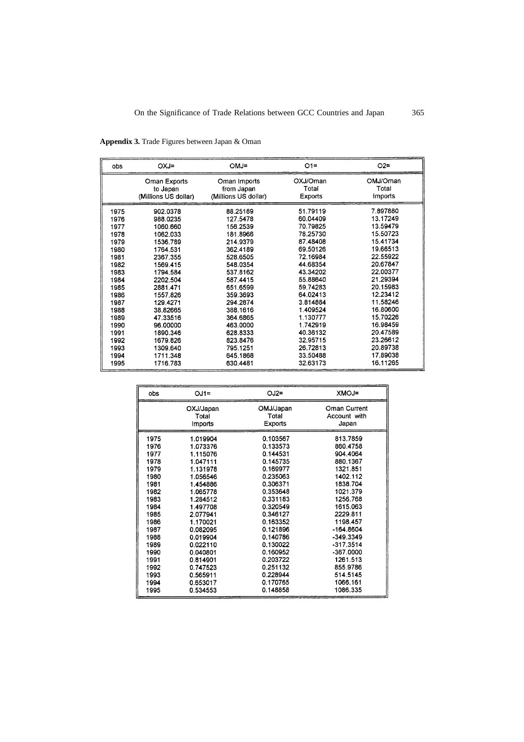**Appendix 3.** Trade Figures between Japan & Oman

| obs | OXJ= | OMJ= | O1= | O2= |
|---|---|---|---|---|
| | Oman Exports to Japan (Millions US dollar) | Oman Imports from Japan (Millions US dollar) | OXJ/Oman Total Exports | OMJ/Oman Total Imports |
| 1975 | 902.0378 | 88.25189 | 51.79119 | 7.897880 |
| 1976 | 988.0235 | 127.5478 | 60.04409 | 13.17249 |
| 1977 | 1060.660 | 156.2539 | 70.79825 | 13.59479 |
| 1978 | 1062.033 | 181.8966 | 78.25730 | 15.50723 |
| 1979 | 1536.789 | 214.9379 | 87.48408 | 15.41734 |
| 1980 | 1764.531 | 362.4189 | 69.50126 | 19.66513 |
| 1981 | 2367.355 | 528.6505 | 72.16984 | 22.55922 |
| 1982 | 1569.415 | 548.0354 | 44.68354 | 20.67847 |
| 1983 | 1794.584 | 537.8162 | 43.34202 | 22.00377 |
| 1984 | 2202.504 | 587.4415 | 55.88640 | 21.29394 |
| 1985 | 2881.471 | 651.6599 | 59.74283 | 20.15983 |
| 1986 | 1557.826 | 359.3693 | 64.02413 | 12.23412 |
| 1987 | 129.4271 | 294.2874 | 3.814884 | 11.58246 |
| 1988 | 38.82665 | 388.1616 | 1.409524 | 16.80600 |
| 1989 | 47.33516 | 364.6865 | 1.130777 | 15.70226 |
| 1990 | 96.00000 | 463.0000 | 1.742919 | 16.98459 |
| 1991 | 1890.346 | 628.8333 | 40.36132 | 20.47589 |
| 1992 | 1679.826 | 823.8476 | 32.95715 | 23.26612 |
| 1993 | 1309.640 | 795.1251 | 26.72813 | 20.89738 |
| 1994 | 1711.348 | 645.1868 | 33.50488 | 17.89038 |
| 1995 | 1716.783 | 630.4481 | 32.63173 | 16.11265 |

| obs | OJ1= | OJ2= | XMOJ= |
|---|---|---|---|
| | OXJ/Japan Total Imports | OMJ/Japan Total Exports | Oman Current Account with Japan |
| 1975 | 1.019904 | 0.103567 | 813.7859 |
| 1976 | 1.073376 | 0.133573 | 860.4758 |
| 1977 | 1.115076 | 0.144531 | 904.4064 |
| 1978 | 1.047111 | 0.145735 | 880.1367 |
| 1979 | 1.131978 | 0.169977 | 1321.851 |
| 1980 | 1.056546 | 0.235063 | 1402.112 |
| 1981 | 1.454886 | 0.306371 | 1838.704 |
| 1982 | 1.065778 | 0.353648 | 1021.379 |
| 1983 | 1.284512 | 0.331183 | 1256.768 |
| 1984 | 1.497708 | 0.320549 | 1615.063 |
| 1985 | 2.077941 | 0.346127 | 2229.811 |
| 1986 | 1.170021 | 0.163352 | 1198.457 |
| 1987 | 0.082095 | 0.121896 | -164.8604 |
| 1988 | 0.019904 | 0.140786 | -349.3349 |
| 1989 | 0.022110 | 0.130022 | -317.3514 |
| 1990 | 0.040801 | 0.160952 | -367.0000 |
| 1991 | 0.814901 | 0.203722 | 1261.513 |
| 1992 | 0.747523 | 0.251132 | 855.9786 |
| 1993 | 0.565911 | 0.228944 | 514.5145 |
| 1994 | 0.653017 | 0.170765 | 1066.161 |
| 1995 | 0.534553 | 0.148858 | 1086.335 |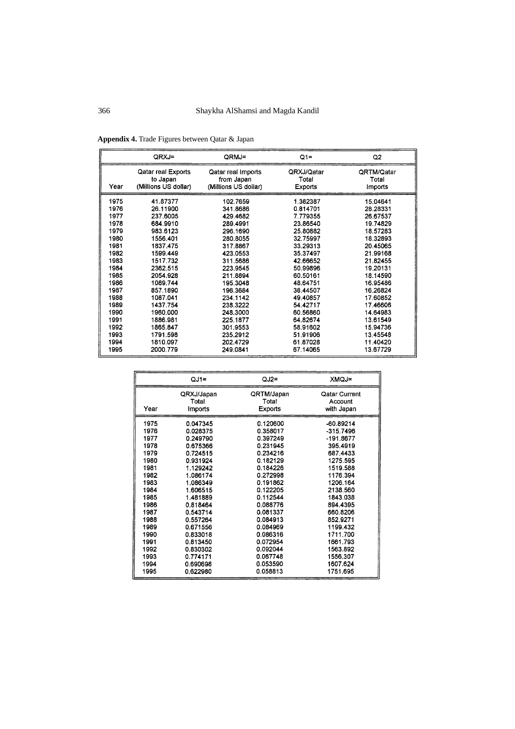**Appendix 4.** Trade Figures between Qatar & Japan

| Year | QRXJ= Qatar real Exports to Japan (Millions US dollar) | QRMJ= Qatar real Imports from Japan (Millions US dollar) | Q1= QRXJ/Qatar Total Exports | Q2 QRTM/Qatar Total Imports |
|---|---|---|---|---|
| 1975 | 41.87377 | 102.7659 | 1.382387 | 15.04641 |
| 1976 | 26.11900 | 341.8686 | 0.814701 | 28.28331 |
| 1977 | 237.6005 | 429.4682 | 7.779355 | 26.67537 |
| 1978 | 684.9910 | 289.4991 | 23.86540 | 19.74829 |
| 1979 | 983.6123 | 296.1690 | 25.80882 | 18.57283 |
| 1980 | 1556.401 | 280.8055 | 32.75997 | 18.32893 |
| 1981 | 1837.475 | 317.8867 | 33.29313 | 20.45065 |
| 1982 | 1599.449 | 423.0553 | 35.37497 | 21.99168 |
| 1983 | 1517.732 | 311.5686 | 42.66652 | 21.82455 |
| 1984 | 2362.515 | 223.9545 | 50.99896 | 19.20131 |
| 1985 | 2054.928 | 211.8894 | 60.50161 | 18.14590 |
| 1986 | 1089.744 | 195.3048 | 48.64751 | 16.95486 |
| 1987 | 857.1890 | 196.3684 | 38.44507 | 16.26824 |
| 1988 | 1087.041 | 234.1142 | 49.40857 | 17.60852 |
| 1989 | 1437.754 | 238.3222 | 54.42717 | 17.46606 |
| 1990 | 1960.000 | 248.3000 | 60.56860 | 14.64983 |
| 1991 | 1886.981 | 225.1877 | 64.82674 | 13.61549 |
| 1992 | 1865.847 | 301.9553 | 58.91602 | 15.94736 |
| 1993 | 1791.598 | 235.2912 | 51.91906 | 13.45548 |
| 1994 | 1810.097 | 202.4729 | 61.87028 | 11.40420 |
| 1995 | 2000.779 | 249.0841 | 67.14065 | 13.67729 |

| Year | QJ1= QRXJ/Japan Total Imports | QJ2= QRTM/Japan Total Exports | XMQJ= Qatar Current Account with Japan |
|---|---|---|---|
| 1975 | 0.047345 | 0.120600 | -60.89214 |
| 1976 | 0.028375 | 0.358017 | -315.7496 |
| 1977 | 0.249790 | 0.397249 | -191.8677 |
| 1978 | 0.675366 | 0.231945 | 395.4919 |
| 1979 | 0.724515 | 0.234216 | 687.4433 |
| 1980 | 0.931924 | 0.182129 | 1275.595 |
| 1981 | 1.129242 | 0.184226 | 1519.588 |
| 1982 | 1.086174 | 0.272998 | 1176.394 |
| 1983 | 1.086349 | 0.191862 | 1206.164 |
| 1984 | 1.606515 | 0.122205 | 2138.560 |
| 1985 | 1.481889 | 0.112544 | 1843.038 |
| 1986 | 0.818464 | 0.088776 | 894.4395 |
| 1987 | 0.543714 | 0.081337 | 660.8206 |
| 1988 | 0.557264 | 0.084913 | 852.9271 |
| 1989 | 0.671556 | 0.084969 | 1199.432 |
| 1990 | 0.833018 | 0.086316 | 1711.700 |
| 1991 | 0.813450 | 0.072954 | 1661.793 |
| 1992 | 0.830302 | 0.092044 | 1563.892 |
| 1993 | 0.774171 | 0.067748 | 1556.307 |
| 1994 | 0.690698 | 0.053590 | 1607.624 |
| 1995 | 0.622980 | 0.058813 | 1751.695 |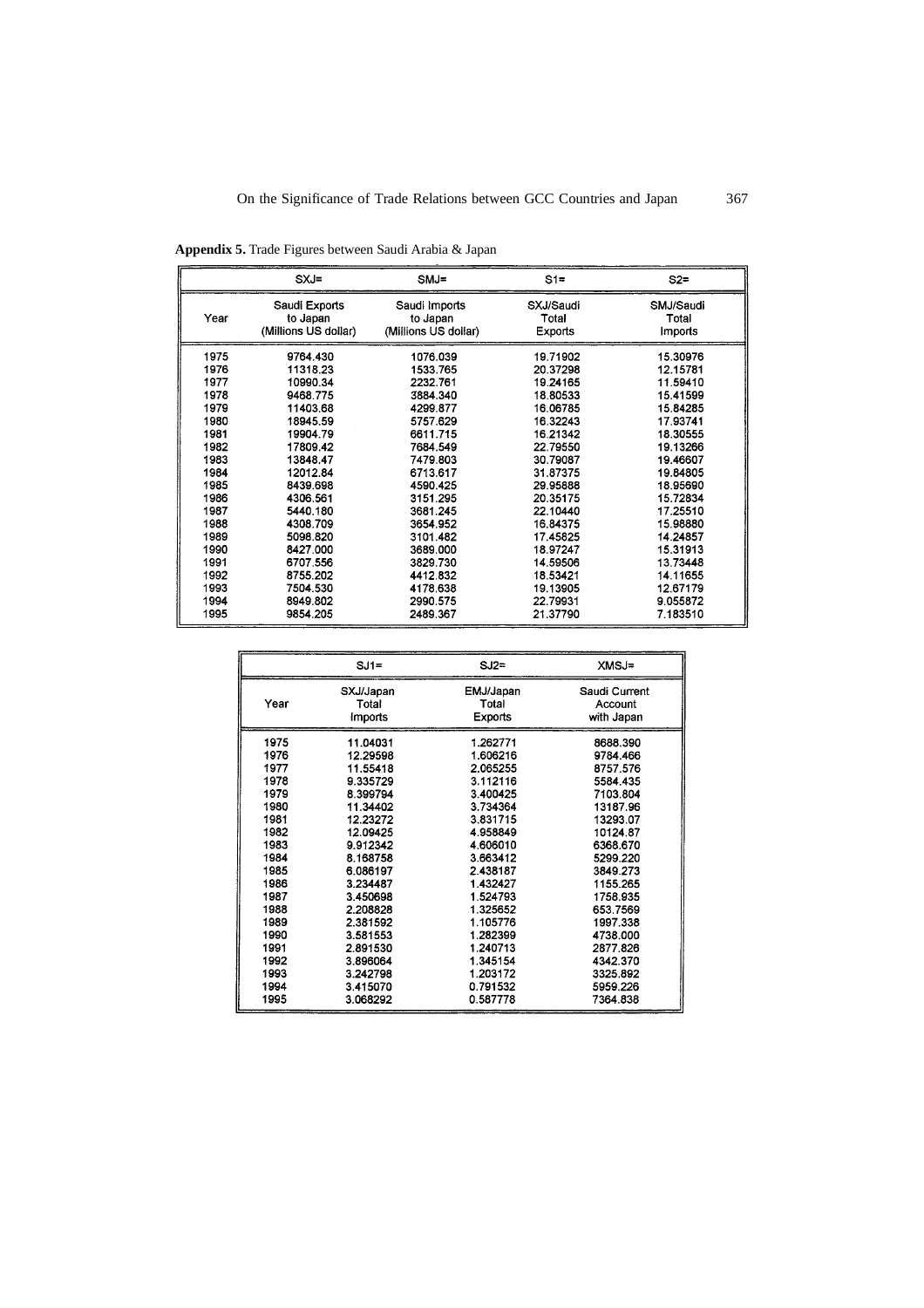**Appendix 5.** Trade Figures between Saudi Arabia & Japan

| | SXJ= | SMJ= | S1= | S2= |
|---|---|---|---|---|
| Year | Saudi Exports to Japan (Millions US dollar) | Saudi Imports to Japan (Millions US dollar) | SXJ/Saudi Total Exports | SMJ/Saudi Total Imports |
| 1975 | 9764.430 | 1076.039 | 19.71902 | 15.30976 |
| 1976 | 11318.23 | 1533.765 | 20.37298 | 12.15781 |
| 1977 | 10990.34 | 2232.761 | 19.24165 | 11.59410 |
| 1978 | 9468.775 | 3884.340 | 18.80533 | 15.41599 |
| 1979 | 11403.68 | 4299.877 | 16.06785 | 15.84285 |
| 1980 | 18945.59 | 5757.629 | 16.32243 | 17.93741 |
| 1981 | 19904.79 | 6611.715 | 16.21342 | 18.30555 |
| 1982 | 17809.42 | 7684.549 | 22.79550 | 19.13266 |
| 1983 | 13848.47 | 7479.803 | 30.79087 | 19.46607 |
| 1984 | 12012.84 | 6713.617 | 31.87375 | 19.84805 |
| 1985 | 8439.698 | 4590.425 | 29.95888 | 18.95690 |
| 1986 | 4306.561 | 3151.295 | 20.35175 | 15.72834 |
| 1987 | 5440.180 | 3681.245 | 22.10440 | 17.25510 |
| 1988 | 4308.709 | 3654.952 | 16.84375 | 15.98880 |
| 1989 | 5098.820 | 3101.482 | 17.45825 | 14.24857 |
| 1990 | 8427.000 | 3689.000 | 18.97247 | 15.31913 |
| 1991 | 6707.556 | 3829.730 | 14.59506 | 13.73448 |
| 1992 | 8755.202 | 4412.832 | 18.53421 | 14.11655 |
| 1993 | 7504.530 | 4178.638 | 19.13905 | 12.67179 |
| 1994 | 8949.802 | 2990.575 | 22.79931 | 9.055872 |
| 1995 | 9854.205 | 2489.367 | 21.37790 | 7.183510 |

| | SJ1= | SJ2= | XMSJ= |
|---|---|---|---|
| Year | SXJ/Japan Total Imports | EMJ/Japan Total Exports | Saudi Current Account with Japan |
| 1975 | 11.04031 | 1.262771 | 8688.390 |
| 1976 | 12.29598 | 1.606216 | 9784.466 |
| 1977 | 11.55418 | 2.065255 | 8757.576 |
| 1978 | 9.335729 | 3.112116 | 5584.435 |
| 1979 | 8.399794 | 3.400425 | 7103.804 |
| 1980 | 11.34402 | 3.734364 | 13187.96 |
| 1981 | 12.23272 | 3.831715 | 13293.07 |
| 1982 | 12.09425 | 4.958849 | 10124.87 |
| 1983 | 9.912342 | 4.606010 | 6368.670 |
| 1984 | 8.168758 | 3.663412 | 5299.220 |
| 1985 | 6.086197 | 2.438187 | 3849.273 |
| 1986 | 3.234487 | 1.432427 | 1155.265 |
| 1987 | 3.450698 | 1.524793 | 1758.935 |
| 1988 | 2.208828 | 1.325652 | 653.7569 |
| 1989 | 2.381592 | 1.105776 | 1997.338 |
| 1990 | 3.581553 | 1.282399 | 4738.000 |
| 1991 | 2.891530 | 1.240713 | 2877.826 |
| 1992 | 3.896064 | 1.345154 | 4342.370 |
| 1993 | 3.242798 | 1.203172 | 3325.892 |
| 1994 | 3.415070 | 0.791532 | 5959.226 |
| 1995 | 3.068292 | 0.587778 | 7364.838 |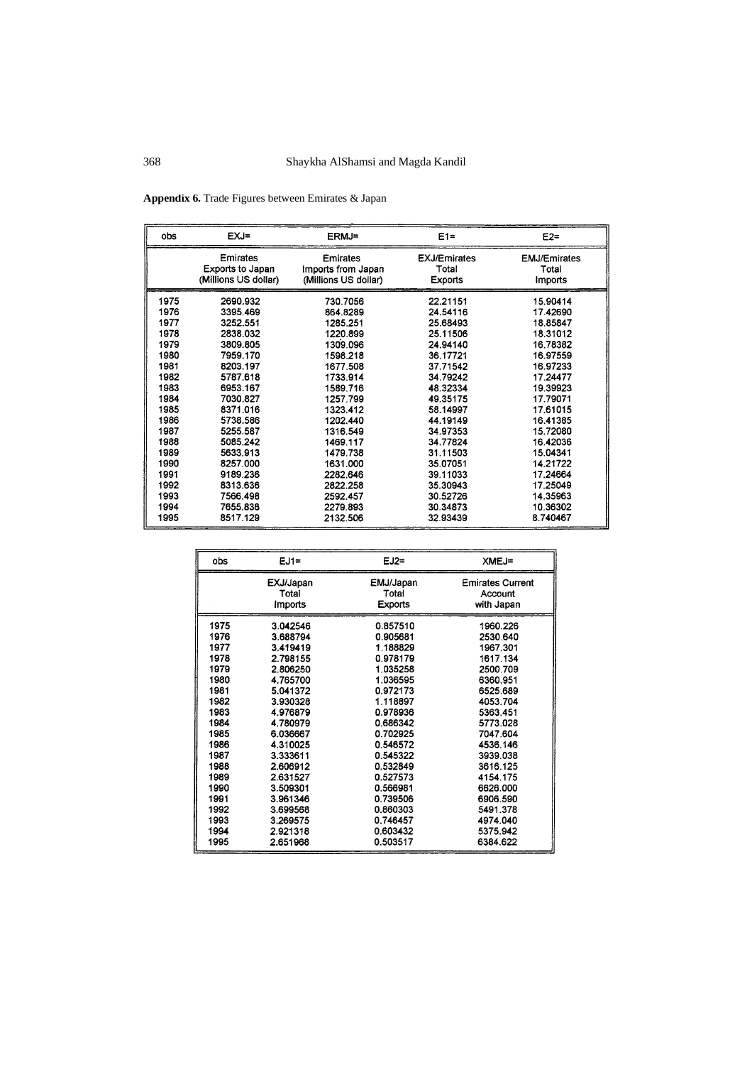**Appendix 6.** Trade Figures between Emirates & Japan

| obs | EXJ= | ERMJ= | E1= | E2= |
|---|---|---|---|---|
| | Emirates Exports to Japan (Millions US dollar) | Emirates Imports from Japan (Millions US dollar) | EXJ/Emirates Total Exports | EMJ/Emirates Total Imports |
| 1975 | 2690.932 | 730.7056 | 22.21151 | 15.90414 |
| 1976 | 3395.469 | 864.8289 | 24.54116 | 17.42690 |
| 1977 | 3252.551 | 1285.251 | 25.68493 | 18.85847 |
| 1978 | 2838.032 | 1220.899 | 25.11506 | 18.31012 |
| 1979 | 3809.805 | 1309.096 | 24.94140 | 16.78382 |
| 1980 | 7959.170 | 1598.218 | 36.17721 | 16.97559 |
| 1981 | 8203.197 | 1677.508 | 37.71542 | 16.97233 |
| 1982 | 5787.618 | 1733.914 | 34.79242 | 17.24477 |
| 1983 | 6953.167 | 1589.716 | 48.32334 | 19.39923 |
| 1984 | 7030.827 | 1257.799 | 49.35175 | 17.79071 |
| 1985 | 8371.016 | 1323.412 | 58.14997 | 17.61015 |
| 1986 | 5738.586 | 1202.440 | 44.19149 | 16.41385 |
| 1987 | 5255.587 | 1316.549 | 34.97353 | 15.72080 |
| 1988 | 5085.242 | 1469.117 | 34.77824 | 16.42036 |
| 1989 | 5633.913 | 1479.738 | 31.11503 | 15.04341 |
| 1990 | 8257.000 | 1631.000 | 35.07051 | 14.21722 |
| 1991 | 9189.236 | 2282.646 | 39.11033 | 17.24664 |
| 1992 | 8313.636 | 2822.258 | 35.30943 | 17.25049 |
| 1993 | 7566.498 | 2592.457 | 30.52726 | 14.35963 |
| 1994 | 7655.836 | 2279.893 | 30.34873 | 10.36302 |
| 1995 | 8517.129 | 2132.506 | 32.93439 | 8.740467 |

| obs | EJ1= | EJ2= | XMEJ= |
|---|---|---|---|
| | EXJ/Japan Total Imports | EMJ/Japan Total Exports | Emirates Current Account with Japan |
| 1975 | 3.042546 | 0.857510 | 1960.226 |
| 1976 | 3.688794 | 0.905681 | 2530.640 |
| 1977 | 3.419419 | 1.188829 | 1967.301 |
| 1978 | 2.798155 | 0.978179 | 1617.134 |
| 1979 | 2.806250 | 1.035258 | 2500.709 |
| 1980 | 4.765700 | 1.036595 | 6360.951 |
| 1981 | 5.041372 | 0.972173 | 6525.689 |
| 1982 | 3.930328 | 1.118897 | 4053.704 |
| 1983 | 4.976879 | 0.978936 | 5363.451 |
| 1984 | 4.780979 | 0.686342 | 5773.028 |
| 1985 | 6.036667 | 0.702925 | 7047.604 |
| 1986 | 4.310025 | 0.546572 | 4536.146 |
| 1987 | 3.333611 | 0.545322 | 3939.038 |
| 1988 | 2.606912 | 0.532849 | 3616.125 |
| 1989 | 2.631527 | 0.527573 | 4154.175 |
| 1990 | 3.509301 | 0.566981 | 6626.000 |
| 1991 | 3.961346 | 0.739506 | 6906.590 |
| 1992 | 3.699568 | 0.860303 | 5491.378 |
| 1993 | 3.269575 | 0.746457 | 4974.040 |
| 1994 | 2.921318 | 0.603432 | 5375.942 |
| 1995 | 2.651968 | 0.503517 | 6384.622 |